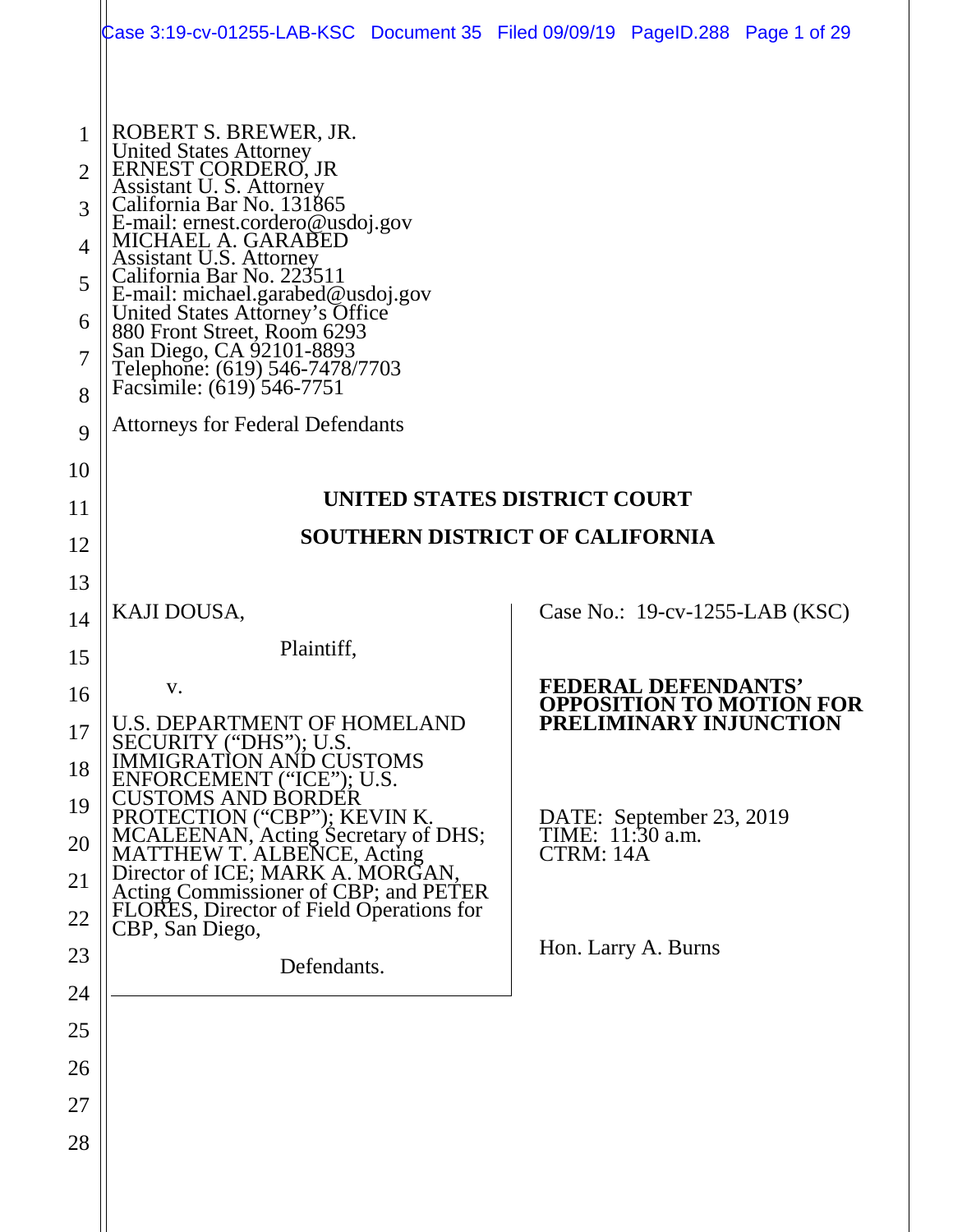ROBERT S. BREWER, JR.
United States Attorney
ERNEST CORDERO, JR
Assistant U. S. Attorney
California Bar No. 131865
E-mail: ernest.cordero@usdoj.gov
MICHAEL A. GARABED
Assistant U.S. Attorney
California Bar No. 223511
E-mail: michael.garabed@usdoj.gov
United States Attorney's Office
880 Front Street, Room 6293
San Diego, CA 92101-8893
Telephone: (619) 546-7478/7703
Facsimile: (619) 546-7751

Attorneys for Federal Defendants

**UNITED STATES DISTRICT COURT**

**SOUTHERN DISTRICT OF CALIFORNIA**

KAJI DOUSA,

Plaintiff,

v.

U.S. DEPARTMENT OF HOMELAND SECURITY ("DHS"); U.S. IMMIGRATION AND CUSTOMS ENFORCEMENT ("ICE"); U.S. CUSTOMS AND BORDER PROTECTION ("CBP"); KEVIN K. MCALEENAN, Acting Secretary of DHS; MATTHEW T. ALBENCE, Acting Director of ICE; MARK A. MORGAN, Acting Commissioner of CBP; and PETER FLORES, Director of Field Operations for CBP, San Diego,

Defendants.

Case No.: 19-cv-1255-LAB (KSC)

**FEDERAL DEFENDANTS' OPPOSITION TO MOTION FOR PRELIMINARY INJUNCTION**

DATE: September 23, 2019
TIME: 11:30 a.m.
CTRM: 14A

Hon. Larry A. Burns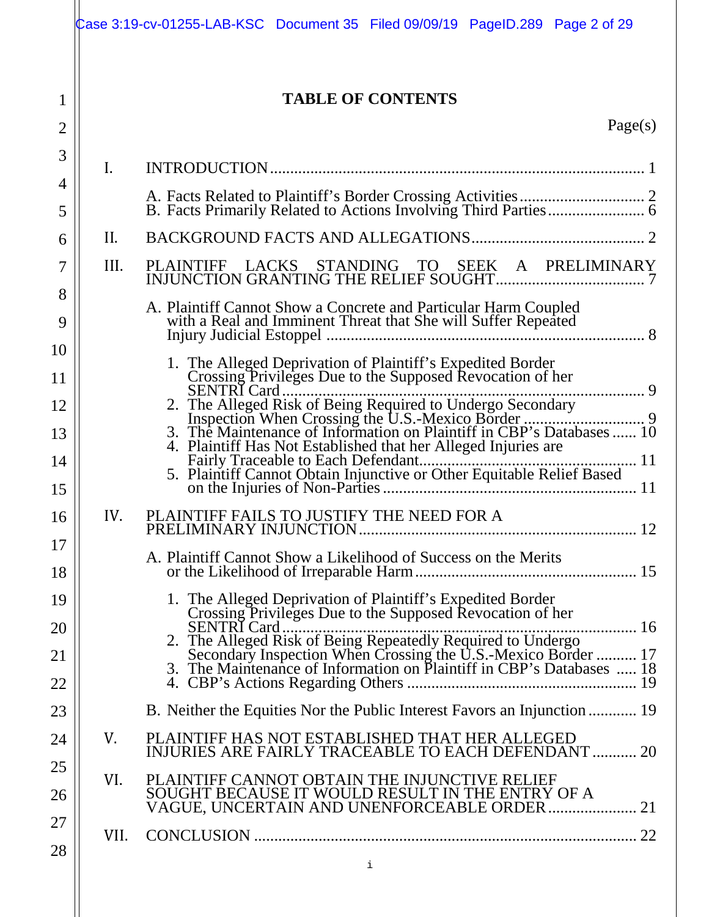# TABLE OF CONTENTS

Page(s)

I. INTRODUCTION .......... 1

A. Facts Related to Plaintiff's Border Crossing Activities .......... 2
B. Facts Primarily Related to Actions Involving Third Parties .......... 6

II. BACKGROUND FACTS AND ALLEGATIONS .......... 2

III. PLAINTIFF LACKS STANDING TO SEEK A PRELIMINARY INJUNCTION GRANTING THE RELIEF SOUGHT .......... 7

A. Plaintiff Cannot Show a Concrete and Particular Harm Coupled with a Real and Imminent Threat that She will Suffer Repeated Injury Judicial Estoppel .......... 8

1. The Alleged Deprivation of Plaintiff's Expedited Border Crossing Privileges Due to the Supposed Revocation of her SENTRI Card .......... 9
2. The Alleged Risk of Being Required to Undergo Secondary Inspection When Crossing the U.S.-Mexico Border .......... 9
3. The Maintenance of Information on Plaintiff in CBP's Databases .......... 10
4. Plaintiff Has Not Established that her Alleged Injuries are Fairly Traceable to Each Defendant .......... 11
5. Plaintiff Cannot Obtain Injunctive or Other Equitable Relief Based on the Injuries of Non-Parties .......... 11

IV. PLAINTIFF FAILS TO JUSTIFY THE NEED FOR A PRELIMINARY INJUNCTION .......... 12

A. Plaintiff Cannot Show a Likelihood of Success on the Merits or the Likelihood of Irreparable Harm .......... 15

1. The Alleged Deprivation of Plaintiff's Expedited Border Crossing Privileges Due to the Supposed Revocation of her SENTRI Card .......... 16
2. The Alleged Risk of Being Repeatedly Required to Undergo Secondary Inspection When Crossing the U.S.-Mexico Border .......... 17
3. The Maintenance of Information on Plaintiff in CBP's Databases .......... 18
4. CBP's Actions Regarding Others .......... 19

B. Neither the Equities Nor the Public Interest Favors an Injunction .......... 19

V. PLAINTIFF HAS NOT ESTABLISHED THAT HER ALLEGED INJURIES ARE FAIRLY TRACEABLE TO EACH DEFENDANT .......... 20

VI. PLAINTIFF CANNOT OBTAIN THE INJUNCTIVE RELIEF SOUGHT BECAUSE IT WOULD RESULT IN THE ENTRY OF A VAGUE, UNCERTAIN AND UNENFORCEABLE ORDER .......... 21

VII. CONCLUSION .......... 22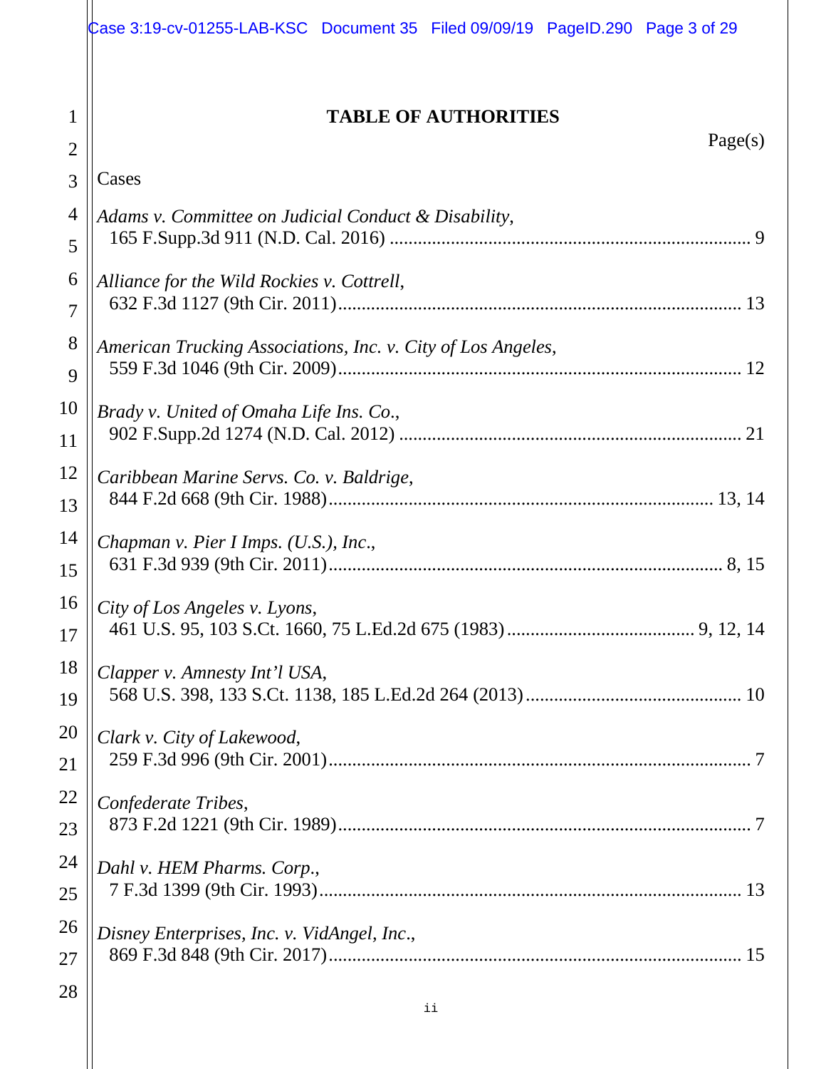# TABLE OF AUTHORITIES

Page(s)

Cases

*Adams v. Committee on Judicial Conduct & Disability*,
165 F.Supp.3d 911 (N.D. Cal. 2016) .......... 9

*Alliance for the Wild Rockies v. Cottrell*,
632 F.3d 1127 (9th Cir. 2011) .......... 13

*American Trucking Associations, Inc. v. City of Los Angeles*,
559 F.3d 1046 (9th Cir. 2009) .......... 12

*Brady v. United of Omaha Life Ins. Co.*,
902 F.Supp.2d 1274 (N.D. Cal. 2012) .......... 21

*Caribbean Marine Servs. Co. v. Baldrige*,
844 F.2d 668 (9th Cir. 1988) .......... 13, 14

*Chapman v. Pier I Imps. (U.S.), Inc.*,
631 F.3d 939 (9th Cir. 2011) .......... 8, 15

*City of Los Angeles v. Lyons*,
461 U.S. 95, 103 S.Ct. 1660, 75 L.Ed.2d 675 (1983) .......... 9, 12, 14

*Clapper v. Amnesty Int'l USA*,
568 U.S. 398, 133 S.Ct. 1138, 185 L.Ed.2d 264 (2013) .......... 10

*Clark v. City of Lakewood*,
259 F.3d 996 (9th Cir. 2001) .......... 7

*Confederate Tribes*,
873 F.2d 1221 (9th Cir. 1989) .......... 7

*Dahl v. HEM Pharms. Corp.*,
7 F.3d 1399 (9th Cir. 1993) .......... 13

*Disney Enterprises, Inc. v. VidAngel, Inc.*,
869 F.3d 848 (9th Cir. 2017) .......... 15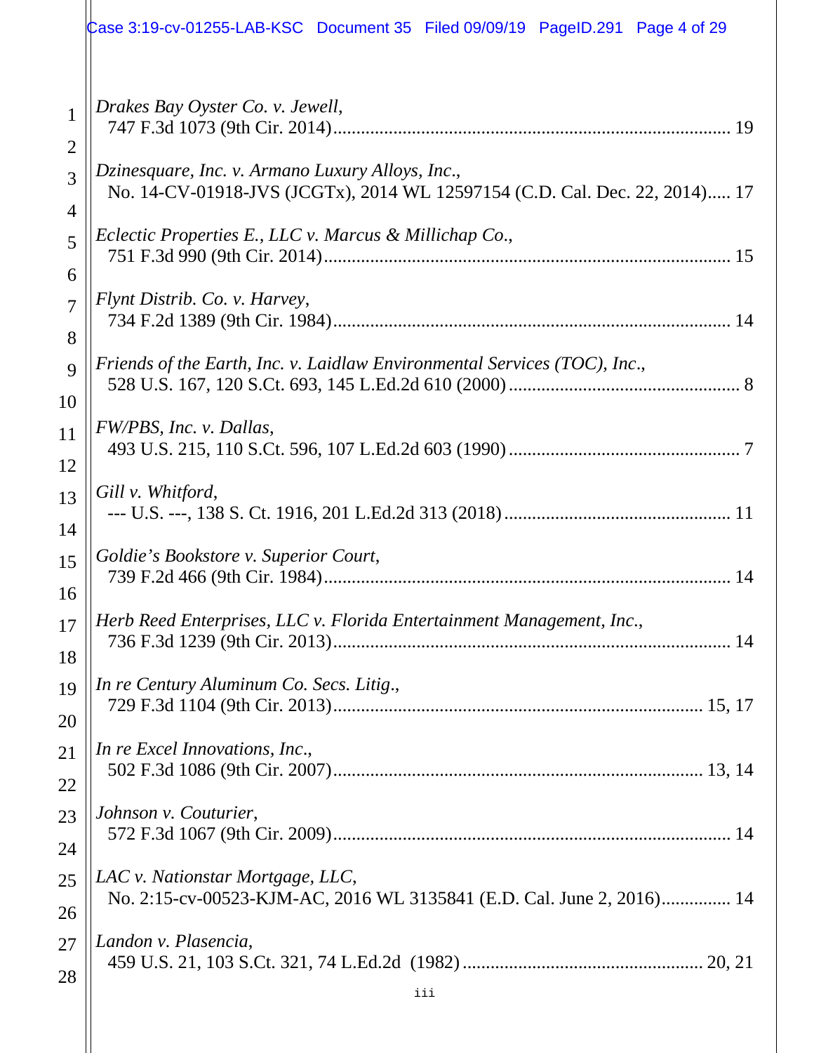*Drakes Bay Oyster Co. v. Jewell*,
747 F.3d 1073 (9th Cir. 2014)........................................................................................ 19

*Dzinesquare, Inc. v. Armano Luxury Alloys, Inc.*,
No. 14-CV-01918-JVS (JCGTx), 2014 WL 12597154 (C.D. Cal. Dec. 22, 2014)..... 17

*Eclectic Properties E., LLC v. Marcus & Millichap Co.*,
751 F.3d 990 (9th Cir. 2014)........................................................................................ 15

*Flynt Distrib. Co. v. Harvey*,
734 F.2d 1389 (9th Cir. 1984)........................................................................................ 14

*Friends of the Earth, Inc. v. Laidlaw Environmental Services (TOC), Inc.*,
528 U.S. 167, 120 S.Ct. 693, 145 L.Ed.2d 610 (2000)................................................. 8

*FW/PBS, Inc. v. Dallas*,
493 U.S. 215, 110 S.Ct. 596, 107 L.Ed.2d 603 (1990)................................................. 7

*Gill v. Whitford*,
--- U.S. ---, 138 S. Ct. 1916, 201 L.Ed.2d 313 (2018)................................................ 11

*Goldie's Bookstore v. Superior Court*,
739 F.2d 466 (9th Cir. 1984)........................................................................................ 14

*Herb Reed Enterprises, LLC v. Florida Entertainment Management, Inc.*,
736 F.3d 1239 (9th Cir. 2013)........................................................................................ 14

*In re Century Aluminum Co. Secs. Litig.*,
729 F.3d 1104 (9th Cir. 2013)................................................................................ 15, 17

*In re Excel Innovations, Inc.*,
502 F.3d 1086 (9th Cir. 2007)................................................................................ 13, 14

*Johnson v. Couturier*,
572 F.3d 1067 (9th Cir. 2009)........................................................................................ 14

*LAC v. Nationstar Mortgage, LLC*,
No. 2:15-cv-00523-KJM-AC, 2016 WL 3135841 (E.D. Cal. June 2, 2016)............... 14

*Landon v. Plasencia*,
459 U.S. 21, 103 S.Ct. 321, 74 L.Ed.2d (1982)................................................... 20, 21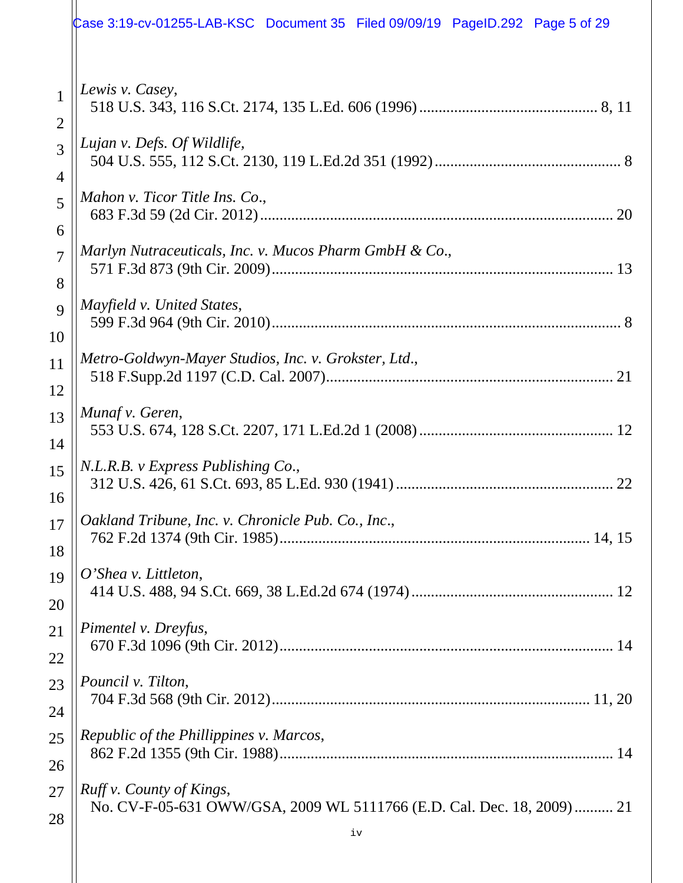*Lewis v. Casey*,
518 U.S. 343, 116 S.Ct. 2174, 135 L.Ed. 606 (1996) .............................................. 8, 11

*Lujan v. Defs. Of Wildlife*,
504 U.S. 555, 112 S.Ct. 2130, 119 L.Ed.2d 351 (1992) ................................................ 8

*Mahon v. Ticor Title Ins. Co*.,
683 F.3d 59 (2d Cir. 2012) .......................................................................................... 20

*Marlyn Nutraceuticals, Inc. v. Mucos Pharm GmbH & Co*.,
571 F.3d 873 (9th Cir. 2009) ....................................................................................... 13

*Mayfield v. United States*,
599 F.3d 964 (9th Cir. 2010) ......................................................................................... 8

*Metro-Goldwyn-Mayer Studios, Inc. v. Grokster, Ltd*.,
518 F.Supp.2d 1197 (C.D. Cal. 2007) ......................................................................... 21

*Munaf v. Geren*,
553 U.S. 674, 128 S.Ct. 2207, 171 L.Ed.2d 1 (2008) ................................................. 12

*N.L.R.B. v Express Publishing Co*.,
312 U.S. 426, 61 S.Ct. 693, 85 L.Ed. 930 (1941) ....................................................... 22

*Oakland Tribune, Inc. v. Chronicle Pub. Co., Inc*.,
762 F.2d 1374 (9th Cir. 1985) ................................................................................ 14, 15

*O'Shea v. Littleton*,
414 U.S. 488, 94 S.Ct. 669, 38 L.Ed.2d 674 (1974) .................................................... 12

*Pimentel v. Dreyfus*,
670 F.3d 1096 (9th Cir. 2012) ..................................................................................... 14

*Pouncil v. Tilton*,
704 F.3d 568 (9th Cir. 2012) .................................................................................. 11, 20

*Republic of the Phillippines v. Marcos*,
862 F.2d 1355 (9th Cir. 1988) ..................................................................................... 14

*Ruff v. County of Kings*,
No. CV-F-05-631 OWW/GSA, 2009 WL 5111766 (E.D. Cal. Dec. 18, 2009) .......... 21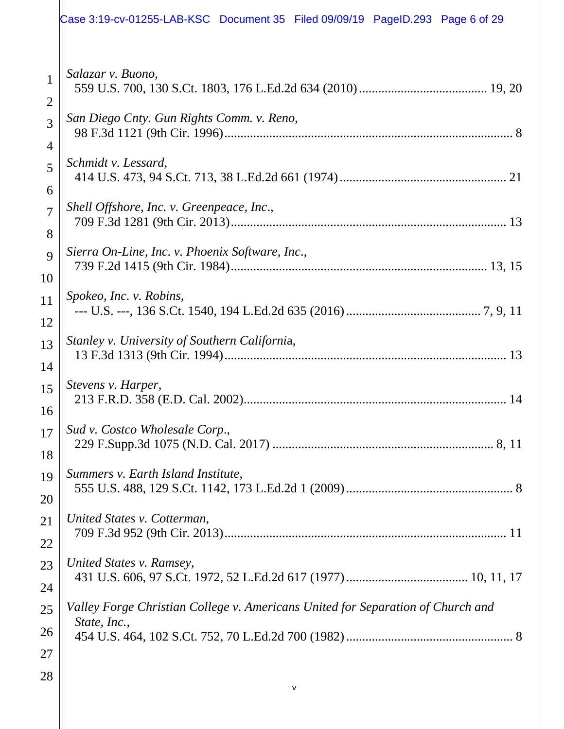*Salazar v. Buono*,
559 U.S. 700, 130 S.Ct. 1803, 176 L.Ed.2d 634 (2010) ........................................ 19, 20

*San Diego Cnty. Gun Rights Comm. v. Reno*,
98 F.3d 1121 (9th Cir. 1996) ......................................................................................... 8

*Schmidt v. Lessard*,
414 U.S. 473, 94 S.Ct. 713, 38 L.Ed.2d 661 (1974) ................................................... 21

*Shell Offshore, Inc. v. Greenpeace, Inc.*,
709 F.3d 1281 (9th Cir. 2013) ..................................................................................... 13

*Sierra On-Line, Inc. v. Phoenix Software, Inc.*,
739 F.2d 1415 (9th Cir. 1984) ............................................................................... 13, 15

*Spokeo, Inc. v. Robins*,
--- U.S. ---, 136 S.Ct. 1540, 194 L.Ed.2d 635 (2016) .......................................... 7, 9, 11

*Stanley v. University of Southern California*,
13 F.3d 1313 (9th Cir. 1994) ....................................................................................... 13

*Stevens v. Harper*,
213 F.R.D. 358 (E.D. Cal. 2002) ................................................................................. 14

*Sud v. Costco Wholesale Corp.*,
229 F.Supp.3d 1075 (N.D. Cal. 2017) ..................................................................... 8, 11

*Summers v. Earth Island Institute*,
555 U.S. 488, 129 S.Ct. 1142, 173 L.Ed.2d 1 (2009) .................................................... 8

*United States v. Cotterman*,
709 F.3d 952 (9th Cir. 2013) ....................................................................................... 11

*United States v. Ramsey*,
431 U.S. 606, 97 S.Ct. 1972, 52 L.Ed.2d 617 (1977) ...................................... 10, 11, 17

*Valley Forge Christian College v. Americans United for Separation of Church and State, Inc.*,
454 U.S. 464, 102 S.Ct. 752, 70 L.Ed.2d 700 (1982) .................................................... 8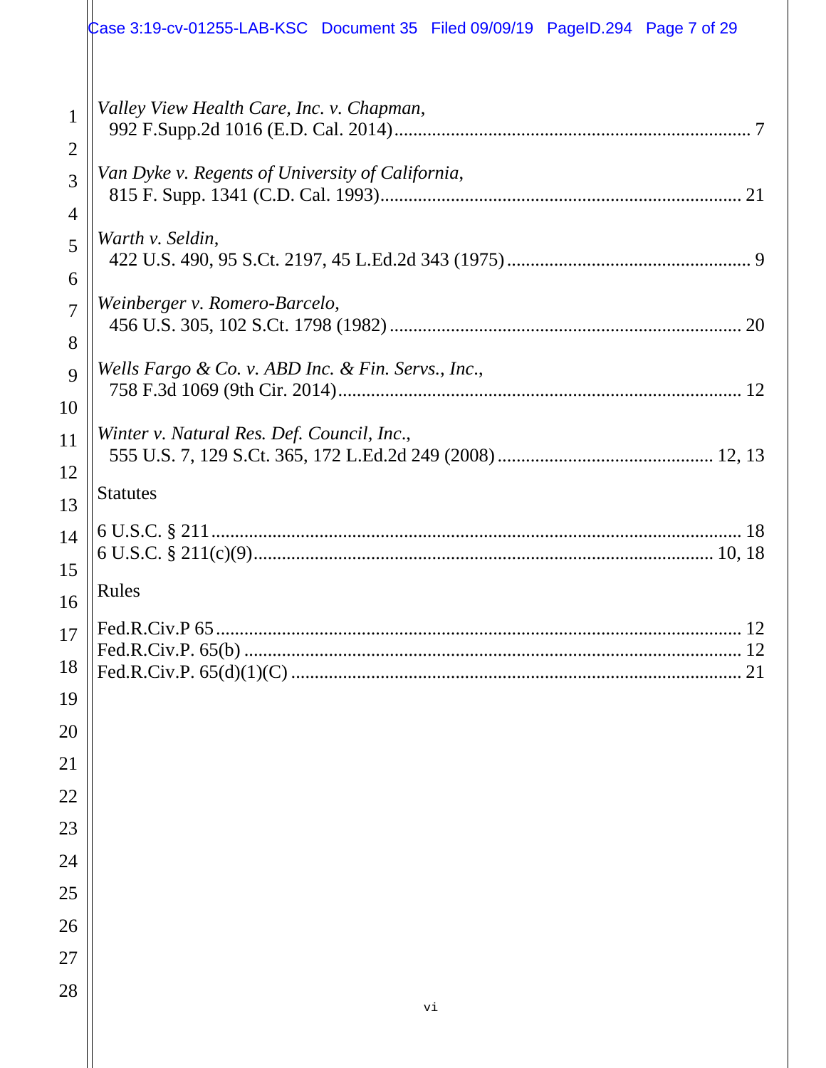*Valley View Health Care, Inc. v. Chapman*,
992 F.Supp.2d 1016 (E.D. Cal. 2014) .......... 7

*Van Dyke v. Regents of University of California*,
815 F. Supp. 1341 (C.D. Cal. 1993) .......... 21

*Warth v. Seldin*,
422 U.S. 490, 95 S.Ct. 2197, 45 L.Ed.2d 343 (1975) .......... 9

*Weinberger v. Romero-Barcelo*,
456 U.S. 305, 102 S.Ct. 1798 (1982) .......... 20

*Wells Fargo & Co. v. ABD Inc. & Fin. Servs., Inc.*,
758 F.3d 1069 (9th Cir. 2014) .......... 12

*Winter v. Natural Res. Def. Council, Inc.*,
555 U.S. 7, 129 S.Ct. 365, 172 L.Ed.2d 249 (2008) .......... 12, 13

Statutes

6 U.S.C. § 211 .......... 18
6 U.S.C. § 211(c)(9) .......... 10, 18

Rules

Fed.R.Civ.P 65 .......... 12
Fed.R.Civ.P. 65(b) .......... 12
Fed.R.Civ.P. 65(d)(1)(C) .......... 21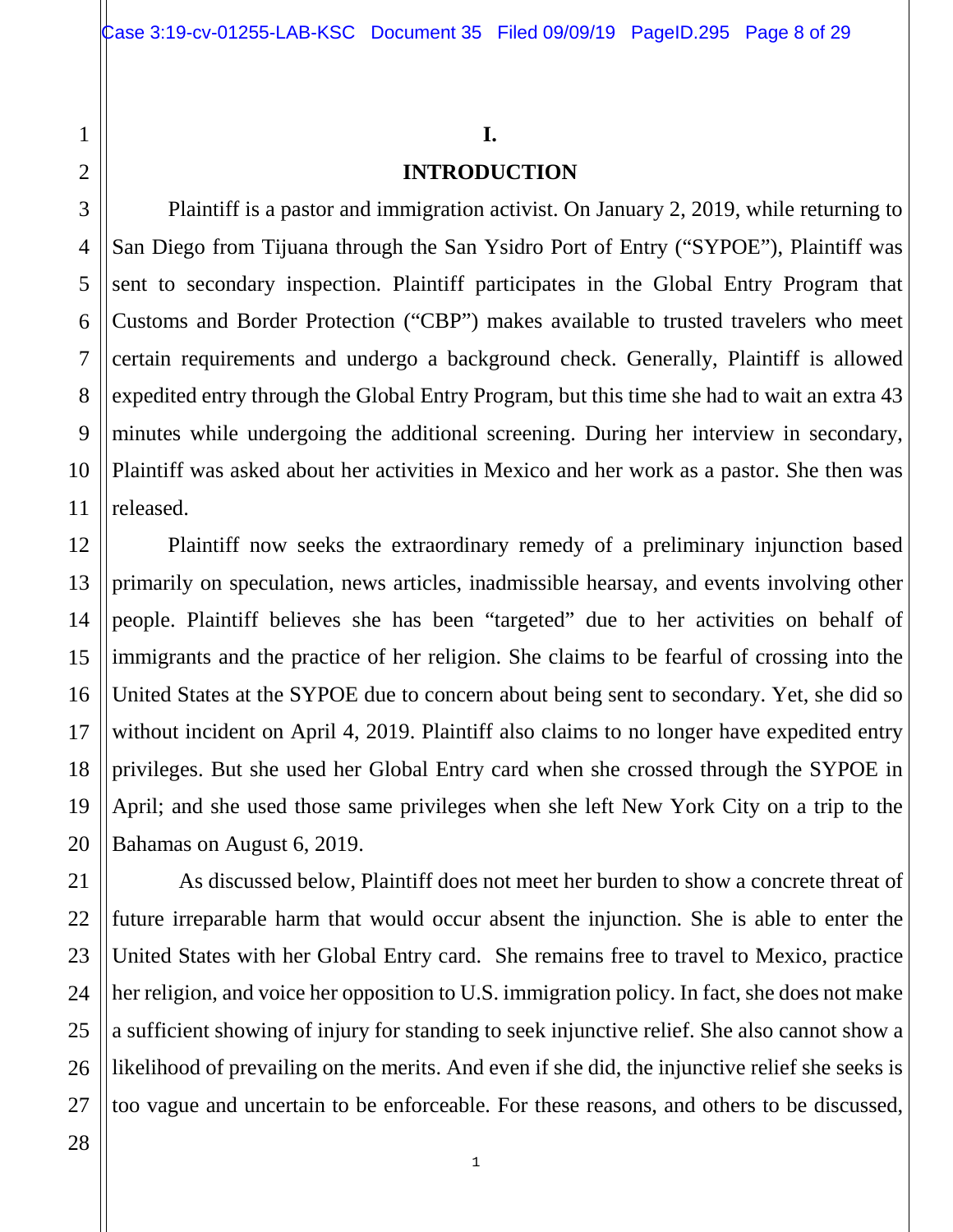# I.

# INTRODUCTION

Plaintiff is a pastor and immigration activist. On January 2, 2019, while returning to San Diego from Tijuana through the San Ysidro Port of Entry ("SYPOE"), Plaintiff was sent to secondary inspection. Plaintiff participates in the Global Entry Program that Customs and Border Protection ("CBP") makes available to trusted travelers who meet certain requirements and undergo a background check. Generally, Plaintiff is allowed expedited entry through the Global Entry Program, but this time she had to wait an extra 43 minutes while undergoing the additional screening. During her interview in secondary, Plaintiff was asked about her activities in Mexico and her work as a pastor. She then was released.

Plaintiff now seeks the extraordinary remedy of a preliminary injunction based primarily on speculation, news articles, inadmissible hearsay, and events involving other people. Plaintiff believes she has been "targeted" due to her activities on behalf of immigrants and the practice of her religion. She claims to be fearful of crossing into the United States at the SYPOE due to concern about being sent to secondary. Yet, she did so without incident on April 4, 2019. Plaintiff also claims to no longer have expedited entry privileges. But she used her Global Entry card when she crossed through the SYPOE in April; and she used those same privileges when she left New York City on a trip to the Bahamas on August 6, 2019.

As discussed below, Plaintiff does not meet her burden to show a concrete threat of future irreparable harm that would occur absent the injunction. She is able to enter the United States with her Global Entry card. She remains free to travel to Mexico, practice her religion, and voice her opposition to U.S. immigration policy. In fact, she does not make a sufficient showing of injury for standing to seek injunctive relief. She also cannot show a likelihood of prevailing on the merits. And even if she did, the injunctive relief she seeks is too vague and uncertain to be enforceable. For these reasons, and others to be discussed,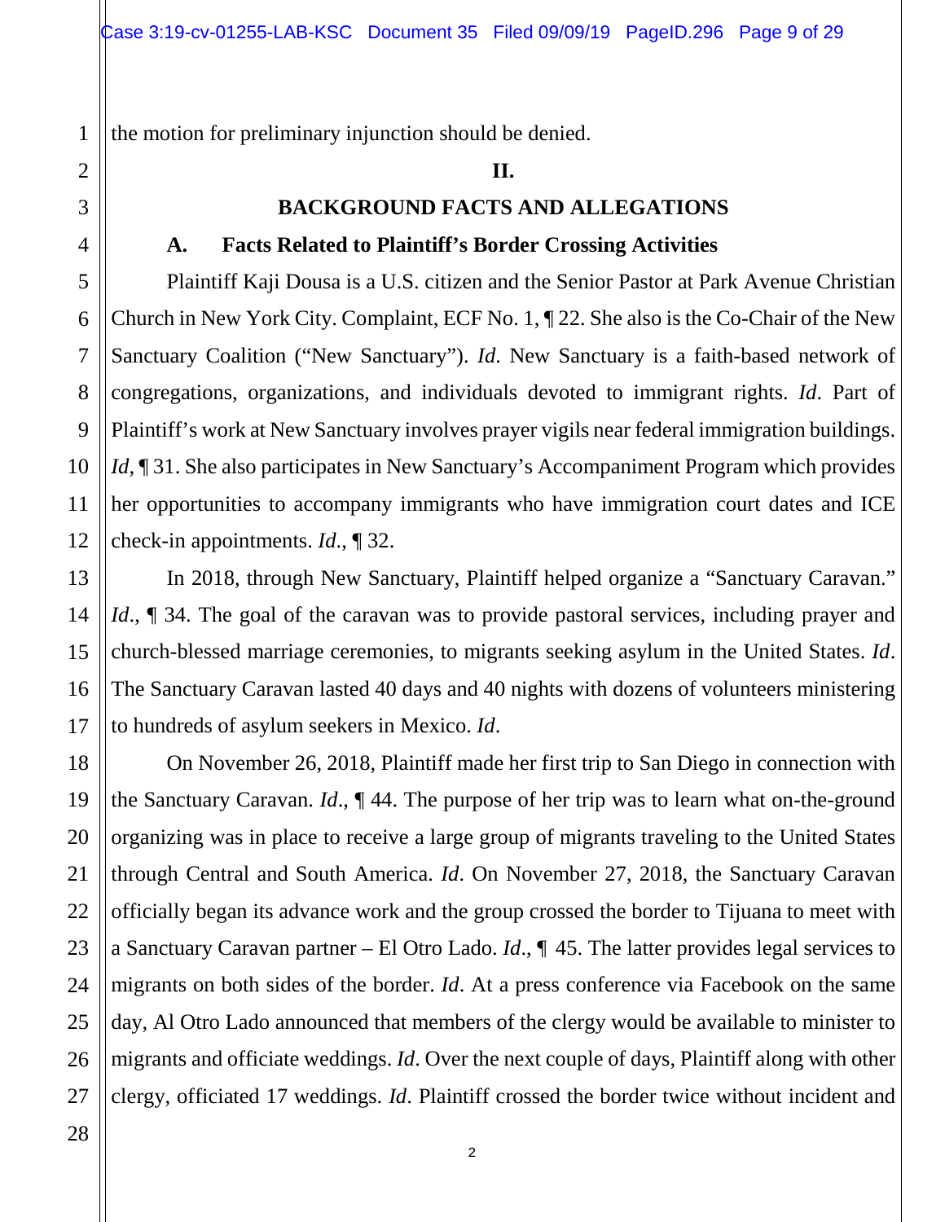the motion for preliminary injunction should be denied.

## II.

## BACKGROUND FACTS AND ALLEGATIONS

### A. Facts Related to Plaintiff's Border Crossing Activities

Plaintiff Kaji Dousa is a U.S. citizen and the Senior Pastor at Park Avenue Christian Church in New York City. Complaint, ECF No. 1, ¶ 22. She also is the Co-Chair of the New Sanctuary Coalition ("New Sanctuary"). *Id*. New Sanctuary is a faith-based network of congregations, organizations, and individuals devoted to immigrant rights. *Id*. Part of Plaintiff's work at New Sanctuary involves prayer vigils near federal immigration buildings. *Id*, ¶ 31. She also participates in New Sanctuary's Accompaniment Program which provides her opportunities to accompany immigrants who have immigration court dates and ICE check-in appointments. *Id*., ¶ 32.

In 2018, through New Sanctuary, Plaintiff helped organize a "Sanctuary Caravan." *Id*., ¶ 34. The goal of the caravan was to provide pastoral services, including prayer and church-blessed marriage ceremonies, to migrants seeking asylum in the United States. *Id*. The Sanctuary Caravan lasted 40 days and 40 nights with dozens of volunteers ministering to hundreds of asylum seekers in Mexico. *Id*.

On November 26, 2018, Plaintiff made her first trip to San Diego in connection with the Sanctuary Caravan. *Id*., ¶ 44. The purpose of her trip was to learn what on-the-ground organizing was in place to receive a large group of migrants traveling to the United States through Central and South America. *Id*. On November 27, 2018, the Sanctuary Caravan officially began its advance work and the group crossed the border to Tijuana to meet with a Sanctuary Caravan partner – El Otro Lado. *Id*., ¶ 45. The latter provides legal services to migrants on both sides of the border. *Id*. At a press conference via Facebook on the same day, Al Otro Lado announced that members of the clergy would be available to minister to migrants and officiate weddings. *Id*. Over the next couple of days, Plaintiff along with other clergy, officiated 17 weddings. *Id*. Plaintiff crossed the border twice without incident and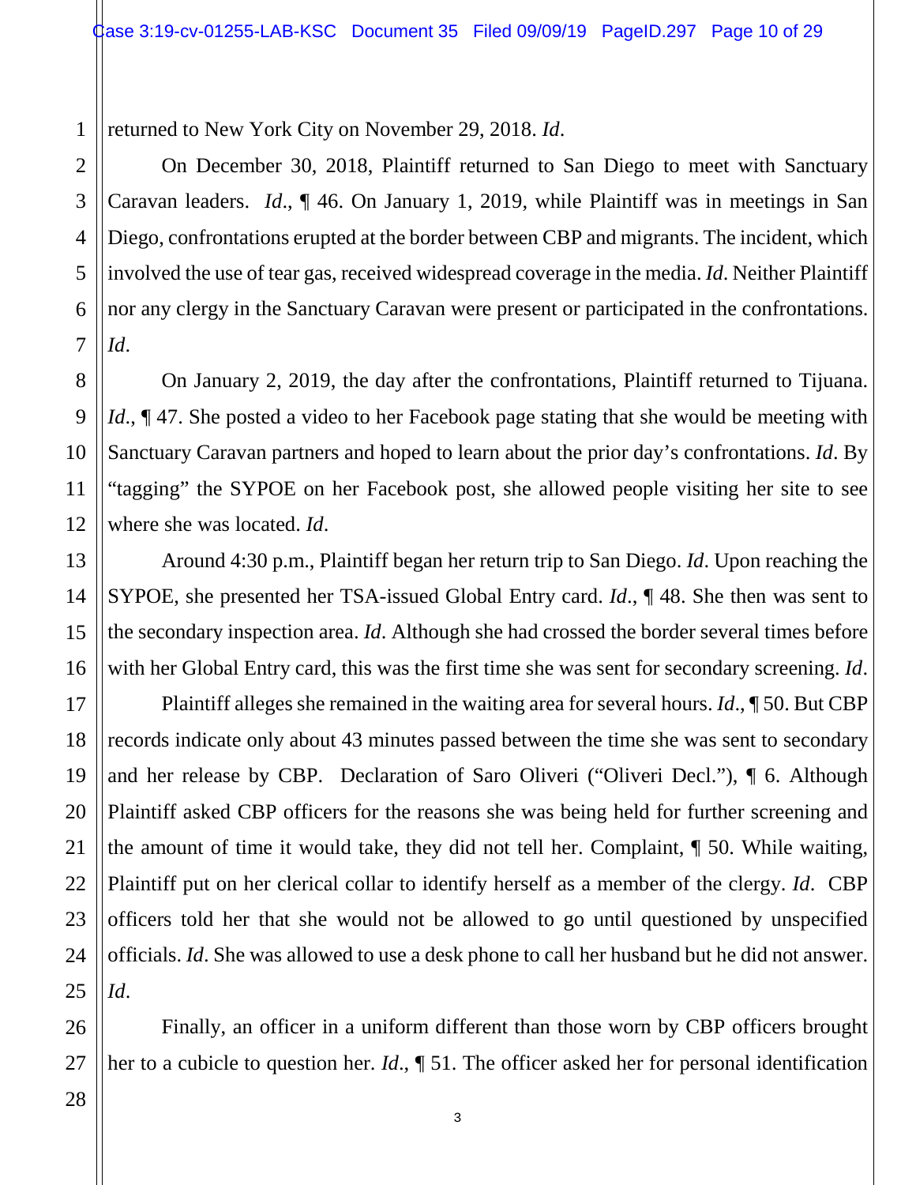returned to New York City on November 29, 2018. *Id*.

On December 30, 2018, Plaintiff returned to San Diego to meet with Sanctuary Caravan leaders. *Id*., ¶ 46. On January 1, 2019, while Plaintiff was in meetings in San Diego, confrontations erupted at the border between CBP and migrants. The incident, which involved the use of tear gas, received widespread coverage in the media. *Id*. Neither Plaintiff nor any clergy in the Sanctuary Caravan were present or participated in the confrontations. *Id*.

On January 2, 2019, the day after the confrontations, Plaintiff returned to Tijuana. *Id*., ¶ 47. She posted a video to her Facebook page stating that she would be meeting with Sanctuary Caravan partners and hoped to learn about the prior day's confrontations. *Id*. By "tagging" the SYPOE on her Facebook post, she allowed people visiting her site to see where she was located. *Id*.

Around 4:30 p.m., Plaintiff began her return trip to San Diego. *Id*. Upon reaching the SYPOE, she presented her TSA-issued Global Entry card. *Id*., ¶ 48. She then was sent to the secondary inspection area. *Id*. Although she had crossed the border several times before with her Global Entry card, this was the first time she was sent for secondary screening. *Id*.

Plaintiff alleges she remained in the waiting area for several hours. *Id*., ¶ 50. But CBP records indicate only about 43 minutes passed between the time she was sent to secondary and her release by CBP. Declaration of Saro Oliveri ("Oliveri Decl."), ¶ 6. Although Plaintiff asked CBP officers for the reasons she was being held for further screening and the amount of time it would take, they did not tell her. Complaint, ¶ 50. While waiting, Plaintiff put on her clerical collar to identify herself as a member of the clergy. *Id*. CBP officers told her that she would not be allowed to go until questioned by unspecified officials. *Id*. She was allowed to use a desk phone to call her husband but he did not answer. *Id*.

Finally, an officer in a uniform different than those worn by CBP officers brought her to a cubicle to question her. *Id*., ¶ 51. The officer asked her for personal identification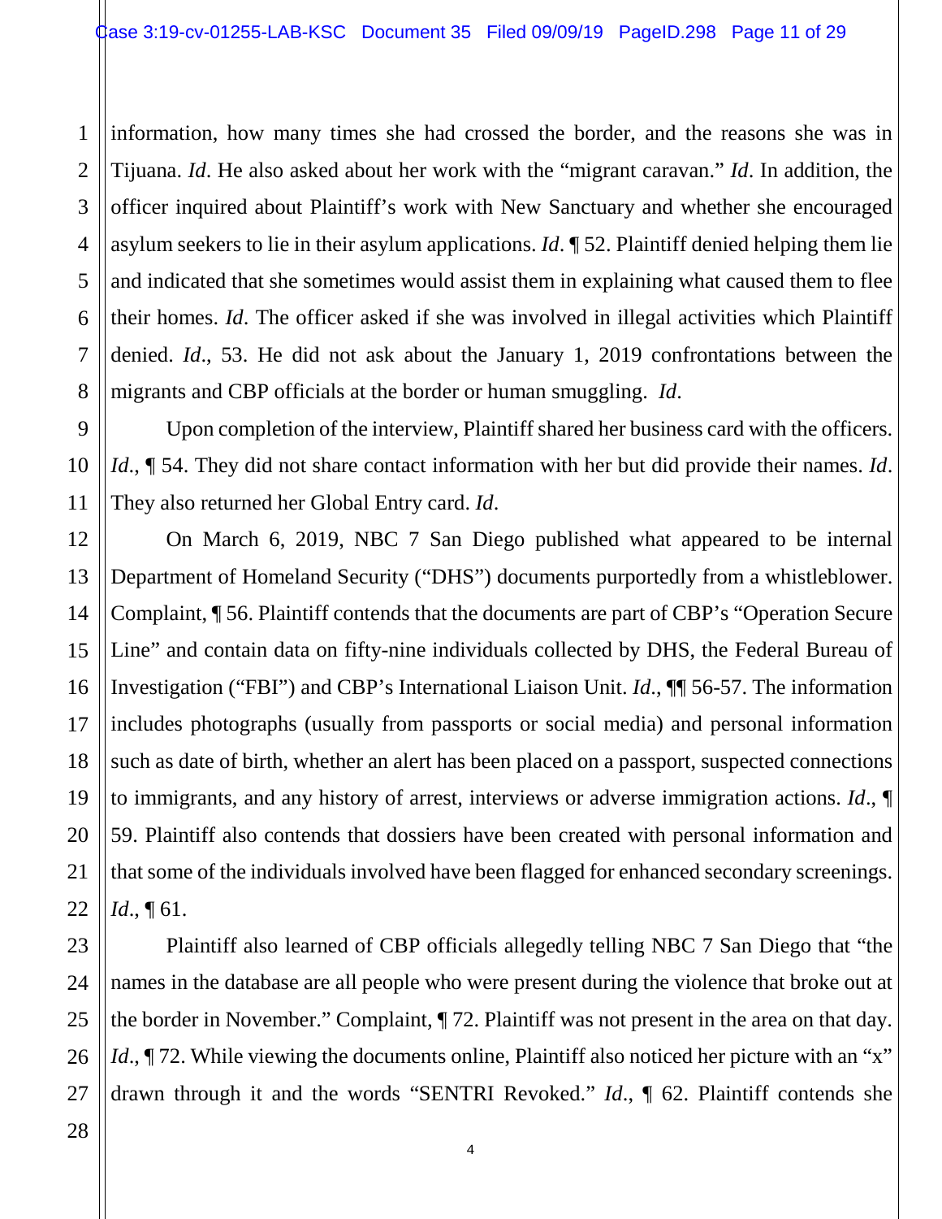information, how many times she had crossed the border, and the reasons she was in Tijuana. *Id*. He also asked about her work with the "migrant caravan." *Id*. In addition, the officer inquired about Plaintiff's work with New Sanctuary and whether she encouraged asylum seekers to lie in their asylum applications. *Id*. ¶ 52. Plaintiff denied helping them lie and indicated that she sometimes would assist them in explaining what caused them to flee their homes. *Id*. The officer asked if she was involved in illegal activities which Plaintiff denied. *Id*., 53. He did not ask about the January 1, 2019 confrontations between the migrants and CBP officials at the border or human smuggling. *Id*.

Upon completion of the interview, Plaintiff shared her business card with the officers. *Id*., ¶ 54. They did not share contact information with her but did provide their names. *Id*. They also returned her Global Entry card. *Id*.

On March 6, 2019, NBC 7 San Diego published what appeared to be internal Department of Homeland Security ("DHS") documents purportedly from a whistleblower. Complaint, ¶ 56. Plaintiff contends that the documents are part of CBP's "Operation Secure Line" and contain data on fifty-nine individuals collected by DHS, the Federal Bureau of Investigation ("FBI") and CBP's International Liaison Unit. *Id*., ¶¶ 56-57. The information includes photographs (usually from passports or social media) and personal information such as date of birth, whether an alert has been placed on a passport, suspected connections to immigrants, and any history of arrest, interviews or adverse immigration actions. *Id*., ¶ 59. Plaintiff also contends that dossiers have been created with personal information and that some of the individuals involved have been flagged for enhanced secondary screenings. *Id*., ¶ 61.

Plaintiff also learned of CBP officials allegedly telling NBC 7 San Diego that "the names in the database are all people who were present during the violence that broke out at the border in November." Complaint, ¶ 72. Plaintiff was not present in the area on that day. *Id*., ¶ 72. While viewing the documents online, Plaintiff also noticed her picture with an "x" drawn through it and the words "SENTRI Revoked." *Id*., ¶ 62. Plaintiff contends she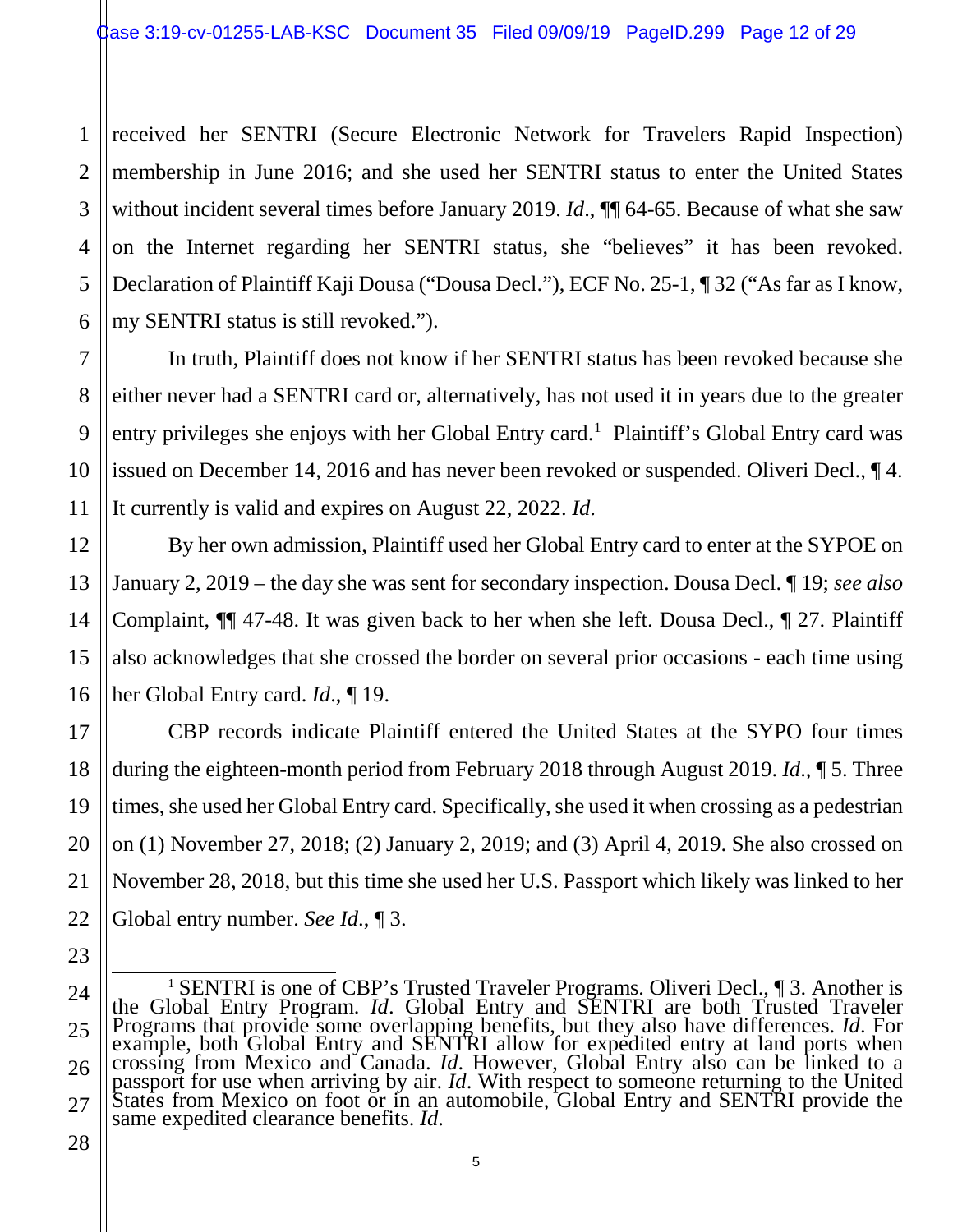received her SENTRI (Secure Electronic Network for Travelers Rapid Inspection) membership in June 2016; and she used her SENTRI status to enter the United States without incident several times before January 2019. *Id*., ¶¶ 64-65. Because of what she saw on the Internet regarding her SENTRI status, she "believes" it has been revoked. Declaration of Plaintiff Kaji Dousa ("Dousa Decl."), ECF No. 25-1, ¶ 32 ("As far as I know, my SENTRI status is still revoked.").

In truth, Plaintiff does not know if her SENTRI status has been revoked because she either never had a SENTRI card or, alternatively, has not used it in years due to the greater entry privileges she enjoys with her Global Entry card.[1] Plaintiff's Global Entry card was issued on December 14, 2016 and has never been revoked or suspended. Oliveri Decl., ¶ 4. It currently is valid and expires on August 22, 2022. *Id*.

By her own admission, Plaintiff used her Global Entry card to enter at the SYPOE on January 2, 2019 – the day she was sent for secondary inspection. Dousa Decl. ¶ 19; *see also* Complaint, ¶¶ 47-48. It was given back to her when she left. Dousa Decl., ¶ 27. Plaintiff also acknowledges that she crossed the border on several prior occasions - each time using her Global Entry card. *Id*., ¶ 19.

CBP records indicate Plaintiff entered the United States at the SYPO four times during the eighteen-month period from February 2018 through August 2019. *Id*., ¶ 5. Three times, she used her Global Entry card. Specifically, she used it when crossing as a pedestrian on (1) November 27, 2018; (2) January 2, 2019; and (3) April 4, 2019. She also crossed on November 28, 2018, but this time she used her U.S. Passport which likely was linked to her Global entry number. *See Id*., ¶ 3.

---

[1] SENTRI is one of CBP's Trusted Traveler Programs. Oliveri Decl., ¶ 3. Another is the Global Entry Program. *Id*. Global Entry and SENTRI are both Trusted Traveler Programs that provide some overlapping benefits, but they also have differences. *Id*. For example, both Global Entry and SENTRI allow for expedited entry at land ports when crossing from Mexico and Canada. *Id*. However, Global Entry also can be linked to a passport for use when arriving by air. *Id*. With respect to someone returning to the United States from Mexico on foot or in an automobile, Global Entry and SENTRI provide the same expedited clearance benefits. *Id*.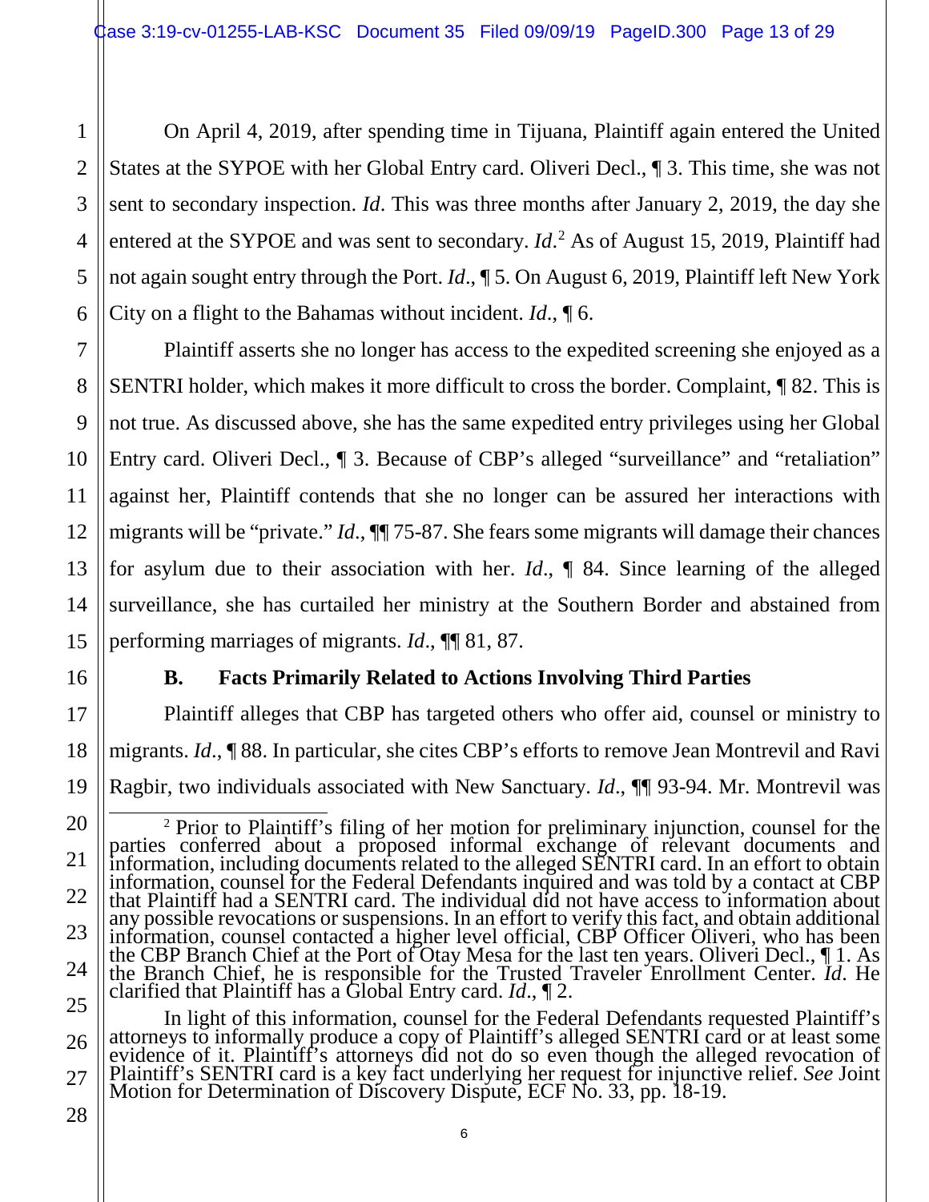On April 4, 2019, after spending time in Tijuana, Plaintiff again entered the United States at the SYPOE with her Global Entry card. Oliveri Decl., ¶ 3. This time, she was not sent to secondary inspection. *Id*. This was three months after January 2, 2019, the day she entered at the SYPOE and was sent to secondary. *Id*.[2] As of August 15, 2019, Plaintiff had not again sought entry through the Port. *Id*., ¶ 5. On August 6, 2019, Plaintiff left New York City on a flight to the Bahamas without incident. *Id*., ¶ 6.

Plaintiff asserts she no longer has access to the expedited screening she enjoyed as a SENTRI holder, which makes it more difficult to cross the border. Complaint, ¶ 82. This is not true. As discussed above, she has the same expedited entry privileges using her Global Entry card. Oliveri Decl., ¶ 3. Because of CBP's alleged "surveillance" and "retaliation" against her, Plaintiff contends that she no longer can be assured her interactions with migrants will be "private." *Id*., ¶¶ 75-87. She fears some migrants will damage their chances for asylum due to their association with her. *Id*., ¶ 84. Since learning of the alleged surveillance, she has curtailed her ministry at the Southern Border and abstained from performing marriages of migrants. *Id*., ¶¶ 81, 87.

### B. Facts Primarily Related to Actions Involving Third Parties

Plaintiff alleges that CBP has targeted others who offer aid, counsel or ministry to migrants. *Id*., ¶ 88. In particular, she cites CBP's efforts to remove Jean Montrevil and Ravi Ragbir, two individuals associated with New Sanctuary. *Id*., ¶¶ 93-94. Mr. Montrevil was

---

[2] Prior to Plaintiff's filing of her motion for preliminary injunction, counsel for the parties conferred about a proposed informal exchange of relevant documents and information, including documents related to the alleged SENTRI card. In an effort to obtain information, counsel for the Federal Defendants inquired and was told by a contact at CBP that Plaintiff had a SENTRI card. The individual did not have access to information about any possible revocations or suspensions. In an effort to verify this fact, and obtain additional information, counsel contacted a higher level official, CBP Officer Oliveri, who has been the CBP Branch Chief at the Port of Otay Mesa for the last ten years. Oliveri Decl., ¶ 1. As the Branch Chief, he is responsible for the Trusted Traveler Enrollment Center. *Id*. He clarified that Plaintiff has a Global Entry card. *Id*., ¶ 2.

In light of this information, counsel for the Federal Defendants requested Plaintiff's attorneys to informally produce a copy of Plaintiff's alleged SENTRI card or at least some evidence of it. Plaintiff's attorneys did not do so even though the alleged revocation of Plaintiff's SENTRI card is a key fact underlying her request for injunctive relief. *See* Joint Motion for Determination of Discovery Dispute, ECF No. 33, pp. 18-19.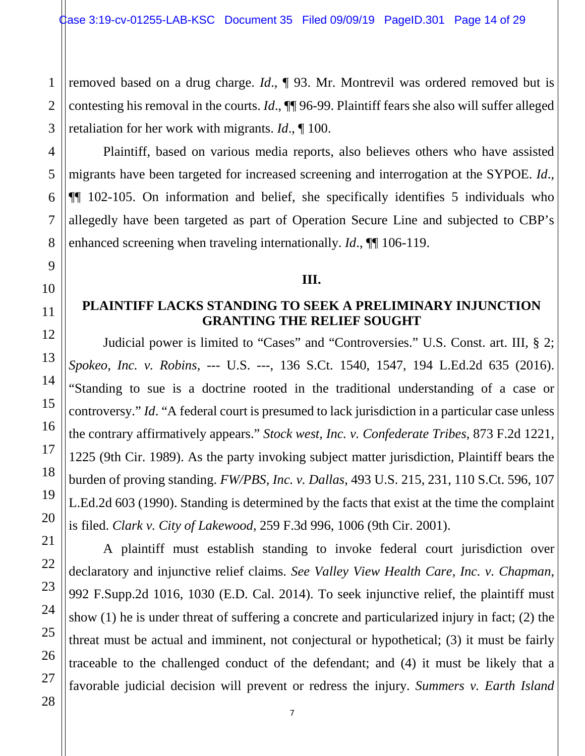removed based on a drug charge. *Id*., ¶ 93. Mr. Montrevil was ordered removed but is contesting his removal in the courts. *Id*., ¶¶ 96-99. Plaintiff fears she also will suffer alleged retaliation for her work with migrants. *Id*., ¶ 100.

Plaintiff, based on various media reports, also believes others who have assisted migrants have been targeted for increased screening and interrogation at the SYPOE. *Id*., ¶¶ 102-105. On information and belief, she specifically identifies 5 individuals who allegedly have been targeted as part of Operation Secure Line and subjected to CBP's enhanced screening when traveling internationally. *Id*., ¶¶ 106-119.

## III.

## PLAINTIFF LACKS STANDING TO SEEK A PRELIMINARY INJUNCTION GRANTING THE RELIEF SOUGHT

Judicial power is limited to "Cases" and "Controversies." U.S. Const. art. III, § 2; *Spokeo, Inc. v. Robins*, --- U.S. ---, 136 S.Ct. 1540, 1547, 194 L.Ed.2d 635 (2016). "Standing to sue is a doctrine rooted in the traditional understanding of a case or controversy." *Id*. "A federal court is presumed to lack jurisdiction in a particular case unless the contrary affirmatively appears." *Stock west, Inc. v. Confederate Tribes*, 873 F.2d 1221, 1225 (9th Cir. 1989). As the party invoking subject matter jurisdiction, Plaintiff bears the burden of proving standing. *FW/PBS, Inc. v. Dallas*, 493 U.S. 215, 231, 110 S.Ct. 596, 107 L.Ed.2d 603 (1990). Standing is determined by the facts that exist at the time the complaint is filed. *Clark v. City of Lakewood*, 259 F.3d 996, 1006 (9th Cir. 2001).

A plaintiff must establish standing to invoke federal court jurisdiction over declaratory and injunctive relief claims. *See Valley View Health Care, Inc. v. Chapman*, 992 F.Supp.2d 1016, 1030 (E.D. Cal. 2014). To seek injunctive relief, the plaintiff must show (1) he is under threat of suffering a concrete and particularized injury in fact; (2) the threat must be actual and imminent, not conjectural or hypothetical; (3) it must be fairly traceable to the challenged conduct of the defendant; and (4) it must be likely that a favorable judicial decision will prevent or redress the injury. *Summers v. Earth Island*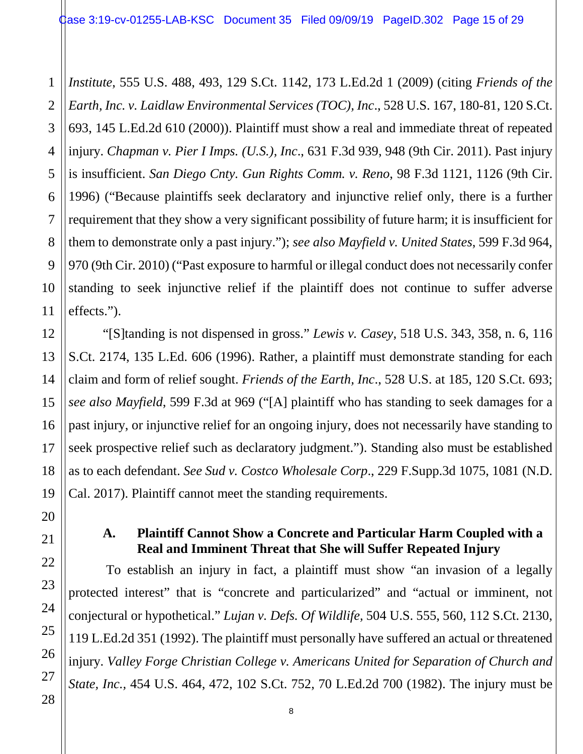*Institute*, 555 U.S. 488, 493, 129 S.Ct. 1142, 173 L.Ed.2d 1 (2009) (citing *Friends of the Earth, Inc. v. Laidlaw Environmental Services (TOC), Inc*., 528 U.S. 167, 180-81, 120 S.Ct. 693, 145 L.Ed.2d 610 (2000)). Plaintiff must show a real and immediate threat of repeated injury. *Chapman v. Pier I Imps. (U.S.), Inc*., 631 F.3d 939, 948 (9th Cir. 2011). Past injury is insufficient. *San Diego Cnty. Gun Rights Comm. v. Reno*, 98 F.3d 1121, 1126 (9th Cir. 1996) ("Because plaintiffs seek declaratory and injunctive relief only, there is a further requirement that they show a very significant possibility of future harm; it is insufficient for them to demonstrate only a past injury."); *see also Mayfield v. United States*, 599 F.3d 964, 970 (9th Cir. 2010) ("Past exposure to harmful or illegal conduct does not necessarily confer standing to seek injunctive relief if the plaintiff does not continue to suffer adverse effects.").

"[S]tanding is not dispensed in gross." *Lewis v. Casey*, 518 U.S. 343, 358, n. 6, 116 S.Ct. 2174, 135 L.Ed. 606 (1996). Rather, a plaintiff must demonstrate standing for each claim and form of relief sought. *Friends of the Earth, Inc*., 528 U.S. at 185, 120 S.Ct. 693; *see also Mayfield*, 599 F.3d at 969 ("[A] plaintiff who has standing to seek damages for a past injury, or injunctive relief for an ongoing injury, does not necessarily have standing to seek prospective relief such as declaratory judgment."). Standing also must be established as to each defendant. *See Sud v. Costco Wholesale Corp*., 229 F.Supp.3d 1075, 1081 (N.D. Cal. 2017). Plaintiff cannot meet the standing requirements.

### A. Plaintiff Cannot Show a Concrete and Particular Harm Coupled with a Real and Imminent Threat that She will Suffer Repeated Injury

To establish an injury in fact, a plaintiff must show "an invasion of a legally protected interest" that is "concrete and particularized" and "actual or imminent, not conjectural or hypothetical." *Lujan v. Defs. Of Wildlife*, 504 U.S. 555, 560, 112 S.Ct. 2130, 119 L.Ed.2d 351 (1992). The plaintiff must personally have suffered an actual or threatened injury. *Valley Forge Christian College v. Americans United for Separation of Church and State, Inc.*, 454 U.S. 464, 472, 102 S.Ct. 752, 70 L.Ed.2d 700 (1982). The injury must be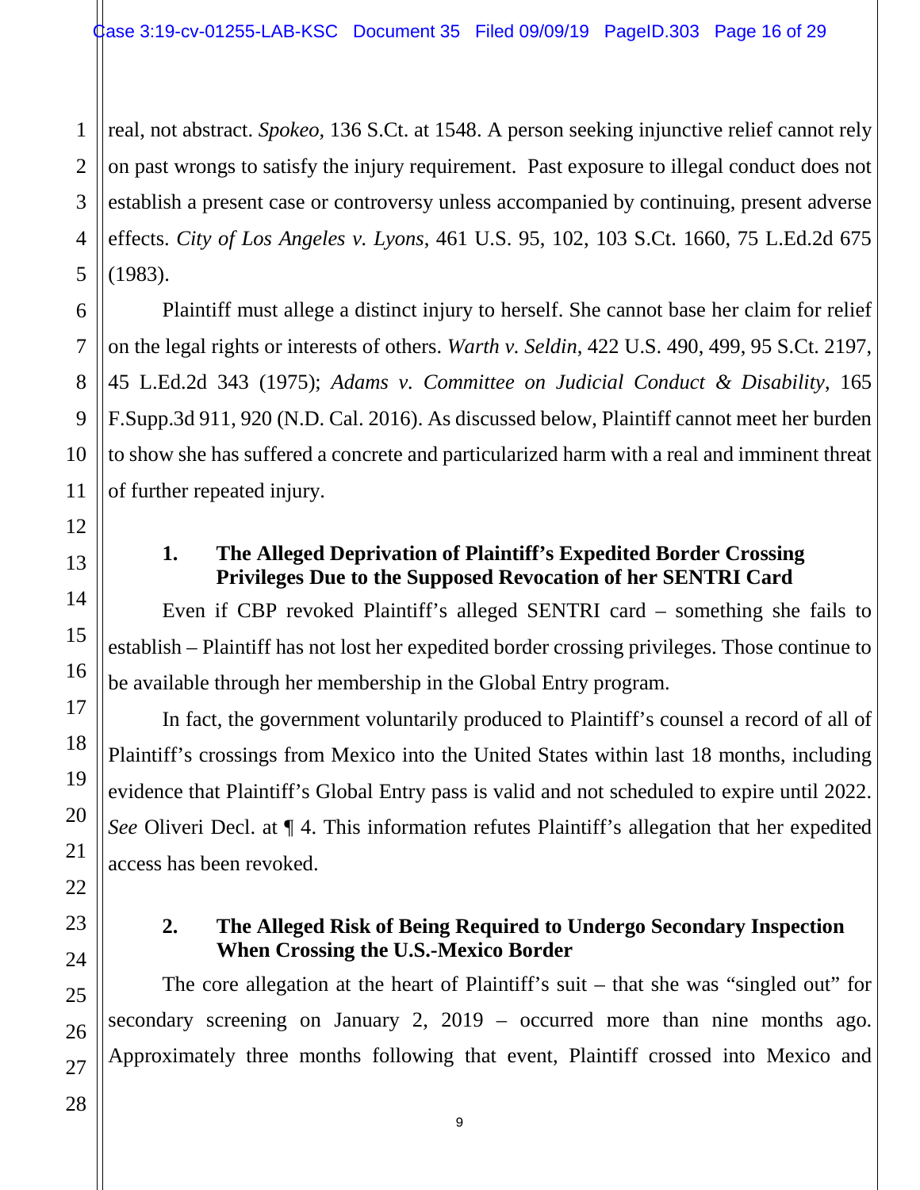real, not abstract. *Spokeo*, 136 S.Ct. at 1548. A person seeking injunctive relief cannot rely on past wrongs to satisfy the injury requirement. Past exposure to illegal conduct does not establish a present case or controversy unless accompanied by continuing, present adverse effects. *City of Los Angeles v. Lyons*, 461 U.S. 95, 102, 103 S.Ct. 1660, 75 L.Ed.2d 675 (1983).

Plaintiff must allege a distinct injury to herself. She cannot base her claim for relief on the legal rights or interests of others. *Warth v. Seldin*, 422 U.S. 490, 499, 95 S.Ct. 2197, 45 L.Ed.2d 343 (1975); *Adams v. Committee on Judicial Conduct & Disability*, 165 F.Supp.3d 911, 920 (N.D. Cal. 2016). As discussed below, Plaintiff cannot meet her burden to show she has suffered a concrete and particularized harm with a real and imminent threat of further repeated injury.

### 1. The Alleged Deprivation of Plaintiff's Expedited Border Crossing Privileges Due to the Supposed Revocation of her SENTRI Card

Even if CBP revoked Plaintiff's alleged SENTRI card – something she fails to establish – Plaintiff has not lost her expedited border crossing privileges. Those continue to be available through her membership in the Global Entry program.

In fact, the government voluntarily produced to Plaintiff's counsel a record of all of Plaintiff's crossings from Mexico into the United States within last 18 months, including evidence that Plaintiff's Global Entry pass is valid and not scheduled to expire until 2022. *See* Oliveri Decl. at ¶ 4. This information refutes Plaintiff's allegation that her expedited access has been revoked.

### 2. The Alleged Risk of Being Required to Undergo Secondary Inspection When Crossing the U.S.-Mexico Border

The core allegation at the heart of Plaintiff's suit – that she was "singled out" for secondary screening on January 2, 2019 – occurred more than nine months ago. Approximately three months following that event, Plaintiff crossed into Mexico and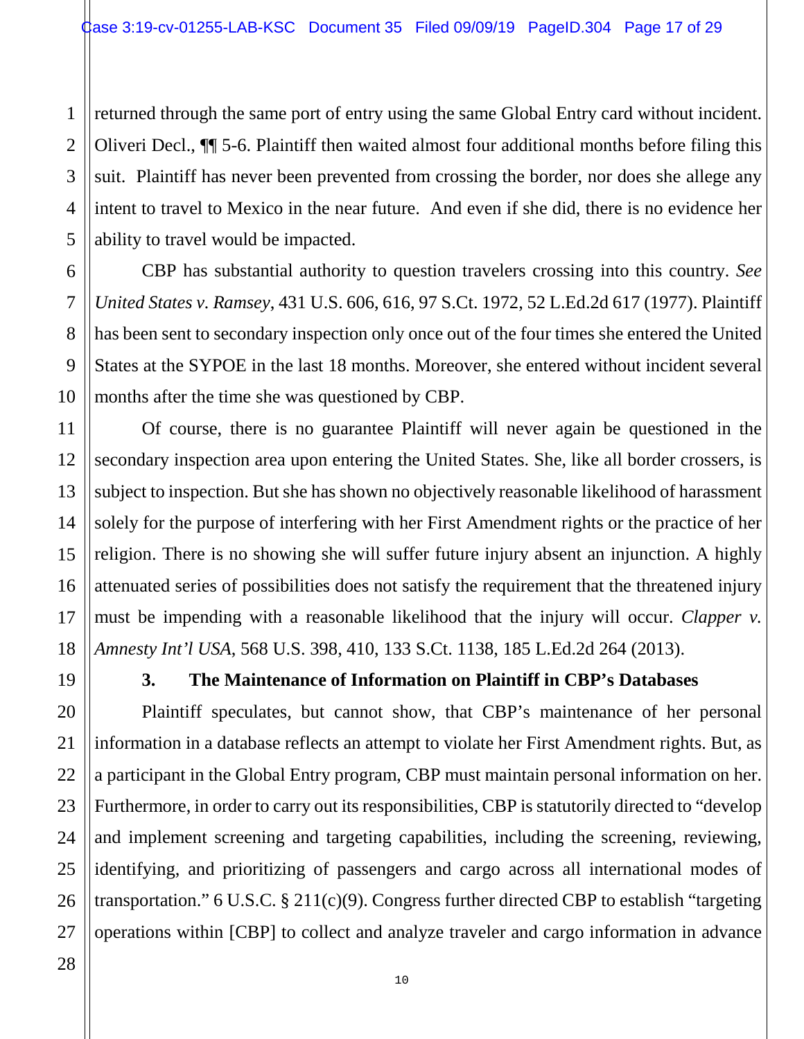returned through the same port of entry using the same Global Entry card without incident. Oliveri Decl., ¶¶ 5-6. Plaintiff then waited almost four additional months before filing this suit. Plaintiff has never been prevented from crossing the border, nor does she allege any intent to travel to Mexico in the near future. And even if she did, there is no evidence her ability to travel would be impacted.

CBP has substantial authority to question travelers crossing into this country. *See United States v. Ramsey*, 431 U.S. 606, 616, 97 S.Ct. 1972, 52 L.Ed.2d 617 (1977). Plaintiff has been sent to secondary inspection only once out of the four times she entered the United States at the SYPOE in the last 18 months. Moreover, she entered without incident several months after the time she was questioned by CBP.

Of course, there is no guarantee Plaintiff will never again be questioned in the secondary inspection area upon entering the United States. She, like all border crossers, is subject to inspection. But she has shown no objectively reasonable likelihood of harassment solely for the purpose of interfering with her First Amendment rights or the practice of her religion. There is no showing she will suffer future injury absent an injunction. A highly attenuated series of possibilities does not satisfy the requirement that the threatened injury must be impending with a reasonable likelihood that the injury will occur. *Clapper v. Amnesty Int'l USA*, 568 U.S. 398, 410, 133 S.Ct. 1138, 185 L.Ed.2d 264 (2013).

### 3. The Maintenance of Information on Plaintiff in CBP's Databases

Plaintiff speculates, but cannot show, that CBP's maintenance of her personal information in a database reflects an attempt to violate her First Amendment rights. But, as a participant in the Global Entry program, CBP must maintain personal information on her. Furthermore, in order to carry out its responsibilities, CBP is statutorily directed to "develop and implement screening and targeting capabilities, including the screening, reviewing, identifying, and prioritizing of passengers and cargo across all international modes of transportation." 6 U.S.C. § 211(c)(9). Congress further directed CBP to establish "targeting operations within [CBP] to collect and analyze traveler and cargo information in advance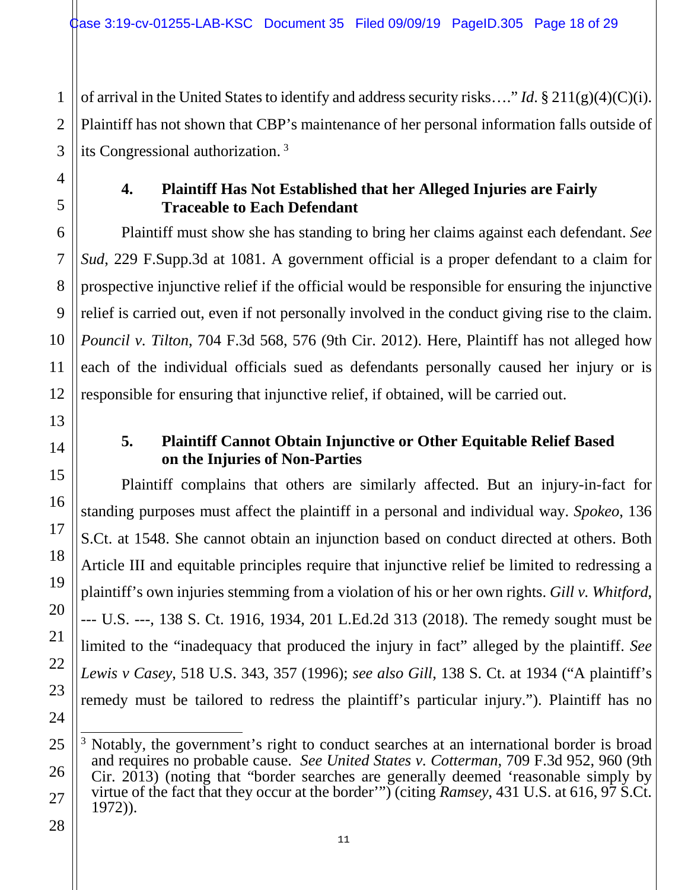of arrival in the United States to identify and address security risks…." *Id.* § 211(g)(4)(C)(i). Plaintiff has not shown that CBP's maintenance of her personal information falls outside of its Congressional authorization. [3]

### 4. Plaintiff Has Not Established that her Alleged Injuries are Fairly Traceable to Each Defendant

Plaintiff must show she has standing to bring her claims against each defendant. *See Sud*, 229 F.Supp.3d at 1081. A government official is a proper defendant to a claim for prospective injunctive relief if the official would be responsible for ensuring the injunctive relief is carried out, even if not personally involved in the conduct giving rise to the claim. *Pouncil v. Tilton*, 704 F.3d 568, 576 (9th Cir. 2012). Here, Plaintiff has not alleged how each of the individual officials sued as defendants personally caused her injury or is responsible for ensuring that injunctive relief, if obtained, will be carried out.

### 5. Plaintiff Cannot Obtain Injunctive or Other Equitable Relief Based on the Injuries of Non-Parties

Plaintiff complains that others are similarly affected. But an injury-in-fact for standing purposes must affect the plaintiff in a personal and individual way. *Spokeo*, 136 S.Ct. at 1548. She cannot obtain an injunction based on conduct directed at others. Both Article III and equitable principles require that injunctive relief be limited to redressing a plaintiff's own injuries stemming from a violation of his or her own rights. *Gill v. Whitford*, --- U.S. ---, 138 S. Ct. 1916, 1934, 201 L.Ed.2d 313 (2018). The remedy sought must be limited to the "inadequacy that produced the injury in fact" alleged by the plaintiff. *See Lewis v Casey*, 518 U.S. 343, 357 (1996); *see also Gill*, 138 S. Ct. at 1934 ("A plaintiff's remedy must be tailored to redress the plaintiff's particular injury."). Plaintiff has no

---

[3] Notably, the government's right to conduct searches at an international border is broad and requires no probable cause. *See United States v. Cotterman*, 709 F.3d 952, 960 (9th Cir. 2013) (noting that "border searches are generally deemed 'reasonable simply by virtue of the fact that they occur at the border'") (citing *Ramsey*, 431 U.S. at 616, 97 S.Ct. 1972)).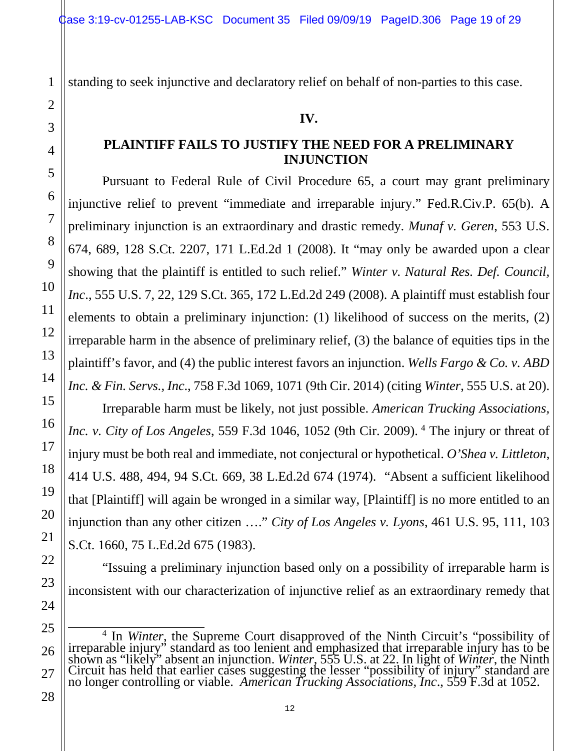standing to seek injunctive and declaratory relief on behalf of non-parties to this case.

## IV.

## PLAINTIFF FAILS TO JUSTIFY THE NEED FOR A PRELIMINARY INJUNCTION

Pursuant to Federal Rule of Civil Procedure 65, a court may grant preliminary injunctive relief to prevent "immediate and irreparable injury." Fed.R.Civ.P. 65(b). A preliminary injunction is an extraordinary and drastic remedy. *Munaf v. Geren*, 553 U.S. 674, 689, 128 S.Ct. 2207, 171 L.Ed.2d 1 (2008). It "may only be awarded upon a clear showing that the plaintiff is entitled to such relief." *Winter v. Natural Res. Def. Council, Inc.*, 555 U.S. 7, 22, 129 S.Ct. 365, 172 L.Ed.2d 249 (2008). A plaintiff must establish four elements to obtain a preliminary injunction: (1) likelihood of success on the merits, (2) irreparable harm in the absence of preliminary relief, (3) the balance of equities tips in the plaintiff's favor, and (4) the public interest favors an injunction. *Wells Fargo & Co. v. ABD Inc. & Fin. Servs., Inc.*, 758 F.3d 1069, 1071 (9th Cir. 2014) (citing *Winter*, 555 U.S. at 20).

Irreparable harm must be likely, not just possible. *American Trucking Associations, Inc. v. City of Los Angeles*, 559 F.3d 1046, 1052 (9th Cir. 2009).[4] The injury or threat of injury must be both real and immediate, not conjectural or hypothetical. *O'Shea v. Littleton*, 414 U.S. 488, 494, 94 S.Ct. 669, 38 L.Ed.2d 674 (1974). "Absent a sufficient likelihood that [Plaintiff] will again be wronged in a similar way, [Plaintiff] is no more entitled to an injunction than any other citizen …." *City of Los Angeles v. Lyons*, 461 U.S. 95, 111, 103 S.Ct. 1660, 75 L.Ed.2d 675 (1983).

"Issuing a preliminary injunction based only on a possibility of irreparable harm is inconsistent with our characterization of injunctive relief as an extraordinary remedy that

---

[4] In *Winter*, the Supreme Court disapproved of the Ninth Circuit's "possibility of irreparable injury" standard as too lenient and emphasized that irreparable injury has to be shown as "likely" absent an injunction. *Winter*, 555 U.S. at 22. In light of *Winter*, the Ninth Circuit has held that earlier cases suggesting the lesser "possibility of injury" standard are no longer controlling or viable. *American Trucking Associations, Inc.*, 559 F.3d at 1052.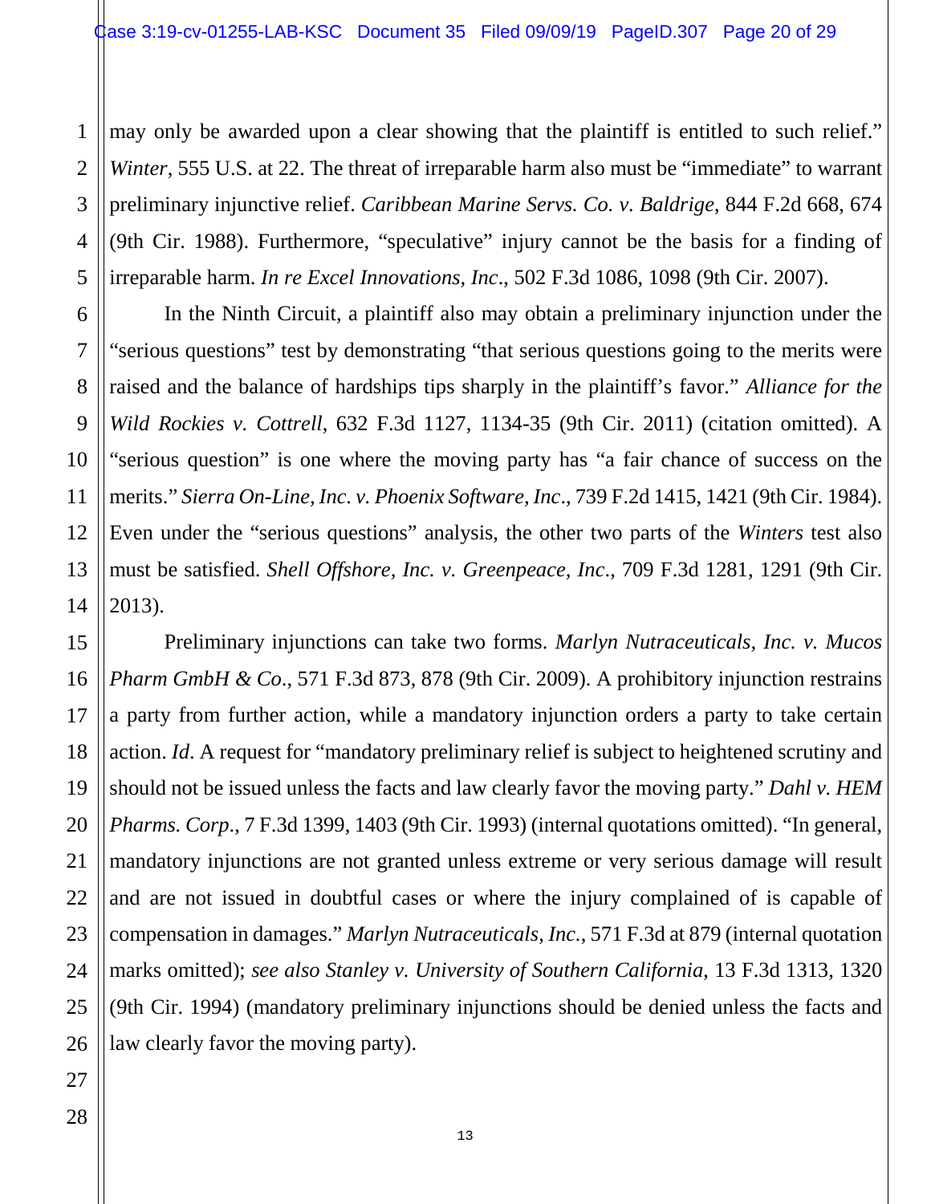may only be awarded upon a clear showing that the plaintiff is entitled to such relief." *Winter*, 555 U.S. at 22. The threat of irreparable harm also must be "immediate" to warrant preliminary injunctive relief. *Caribbean Marine Servs. Co. v. Baldrige*, 844 F.2d 668, 674 (9th Cir. 1988). Furthermore, "speculative" injury cannot be the basis for a finding of irreparable harm. *In re Excel Innovations, Inc*., 502 F.3d 1086, 1098 (9th Cir. 2007).

In the Ninth Circuit, a plaintiff also may obtain a preliminary injunction under the "serious questions" test by demonstrating "that serious questions going to the merits were raised and the balance of hardships tips sharply in the plaintiff's favor." *Alliance for the Wild Rockies v. Cottrell*, 632 F.3d 1127, 1134-35 (9th Cir. 2011) (citation omitted). A "serious question" is one where the moving party has "a fair chance of success on the merits." *Sierra On-Line, Inc. v. Phoenix Software, Inc*., 739 F.2d 1415, 1421 (9th Cir. 1984). Even under the "serious questions" analysis, the other two parts of the *Winters* test also must be satisfied. *Shell Offshore, Inc. v. Greenpeace, Inc*., 709 F.3d 1281, 1291 (9th Cir. 2013).

Preliminary injunctions can take two forms. *Marlyn Nutraceuticals, Inc. v. Mucos Pharm GmbH & Co*., 571 F.3d 873, 878 (9th Cir. 2009). A prohibitory injunction restrains a party from further action, while a mandatory injunction orders a party to take certain action. *Id*. A request for "mandatory preliminary relief is subject to heightened scrutiny and should not be issued unless the facts and law clearly favor the moving party." *Dahl v. HEM Pharms. Corp*., 7 F.3d 1399, 1403 (9th Cir. 1993) (internal quotations omitted). "In general, mandatory injunctions are not granted unless extreme or very serious damage will result and are not issued in doubtful cases or where the injury complained of is capable of compensation in damages." *Marlyn Nutraceuticals, Inc.*, 571 F.3d at 879 (internal quotation marks omitted); *see also Stanley v. University of Southern California*, 13 F.3d 1313, 1320 (9th Cir. 1994) (mandatory preliminary injunctions should be denied unless the facts and law clearly favor the moving party).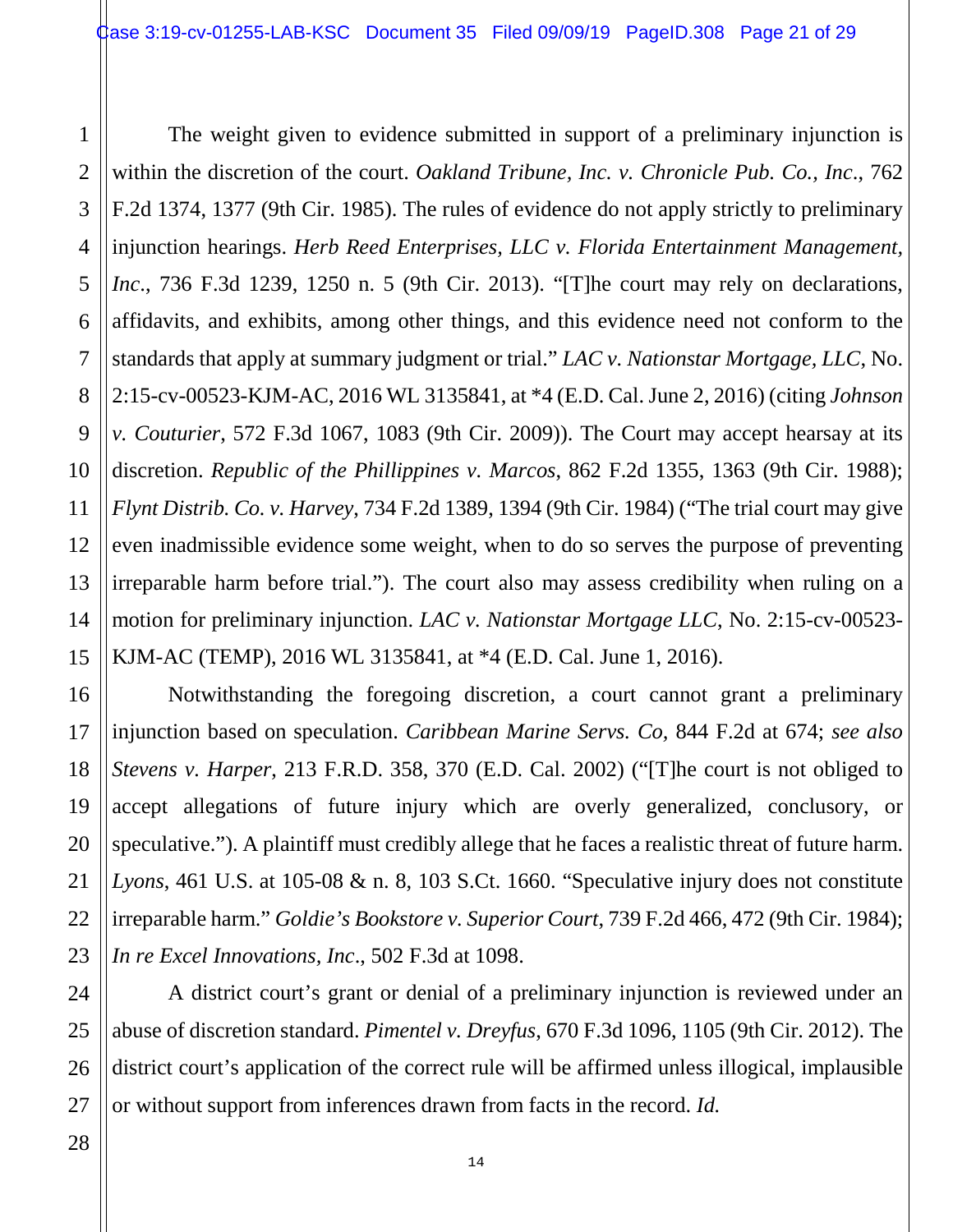The weight given to evidence submitted in support of a preliminary injunction is within the discretion of the court. *Oakland Tribune, Inc. v. Chronicle Pub. Co., Inc.*, 762 F.2d 1374, 1377 (9th Cir. 1985). The rules of evidence do not apply strictly to preliminary injunction hearings. *Herb Reed Enterprises, LLC v. Florida Entertainment Management, Inc.*, 736 F.3d 1239, 1250 n. 5 (9th Cir. 2013). "[T]he court may rely on declarations, affidavits, and exhibits, among other things, and this evidence need not conform to the standards that apply at summary judgment or trial." *LAC v. Nationstar Mortgage, LLC*, No. 2:15-cv-00523-KJM-AC, 2016 WL 3135841, at *4 (E.D. Cal. June 2, 2016) (citing *Johnson v. Couturier*, 572 F.3d 1067, 1083 (9th Cir. 2009)). The Court may accept hearsay at its discretion. *Republic of the Phillippines v. Marcos*, 862 F.2d 1355, 1363 (9th Cir. 1988); *Flynt Distrib. Co. v. Harvey*, 734 F.2d 1389, 1394 (9th Cir. 1984) ("The trial court may give even inadmissible evidence some weight, when to do so serves the purpose of preventing irreparable harm before trial."). The court also may assess credibility when ruling on a motion for preliminary injunction. *LAC v. Nationstar Mortgage LLC*, No. 2:15-cv-00523-KJM-AC (TEMP), 2016 WL 3135841, at *4 (E.D. Cal. June 1, 2016).

Notwithstanding the foregoing discretion, a court cannot grant a preliminary injunction based on speculation. *Caribbean Marine Servs. Co,* 844 F.2d at 674; *see also Stevens v. Harper*, 213 F.R.D. 358, 370 (E.D. Cal. 2002) ("[T]he court is not obliged to accept allegations of future injury which are overly generalized, conclusory, or speculative."). A plaintiff must credibly allege that he faces a realistic threat of future harm. *Lyons*, 461 U.S. at 105-08 & n. 8, 103 S.Ct. 1660. "Speculative injury does not constitute irreparable harm." *Goldie's Bookstore v. Superior Court*, 739 F.2d 466, 472 (9th Cir. 1984); *In re Excel Innovations, Inc*., 502 F.3d at 1098.

A district court's grant or denial of a preliminary injunction is reviewed under an abuse of discretion standard. *Pimentel v. Dreyfus*, 670 F.3d 1096, 1105 (9th Cir. 2012). The district court's application of the correct rule will be affirmed unless illogical, implausible or without support from inferences drawn from facts in the record. *Id.*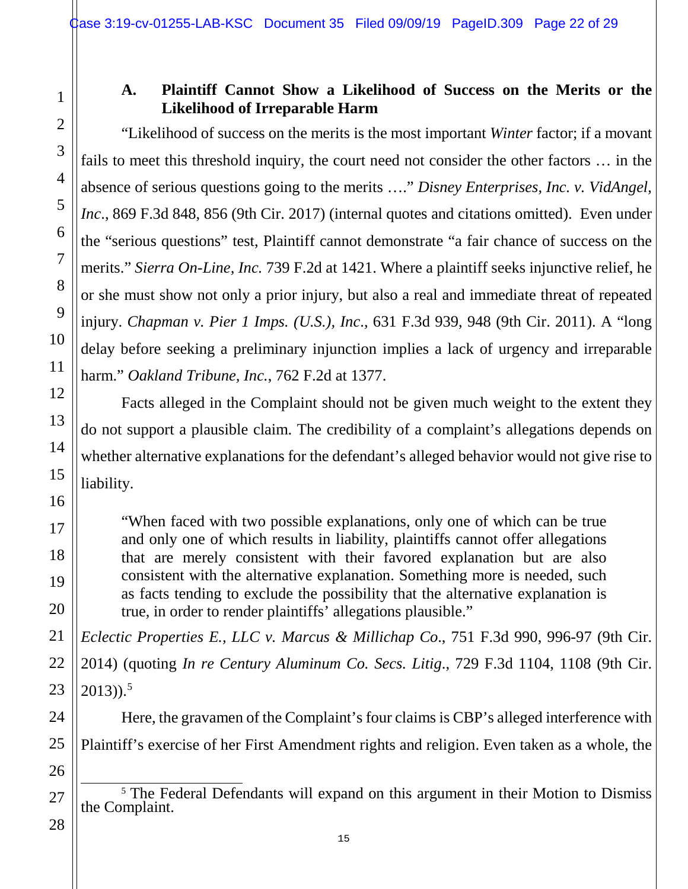### A. Plaintiff Cannot Show a Likelihood of Success on the Merits or the Likelihood of Irreparable Harm

"Likelihood of success on the merits is the most important *Winter* factor; if a movant fails to meet this threshold inquiry, the court need not consider the other factors … in the absence of serious questions going to the merits …." *Disney Enterprises, Inc. v. VidAngel, Inc*., 869 F.3d 848, 856 (9th Cir. 2017) (internal quotes and citations omitted). Even under the "serious questions" test, Plaintiff cannot demonstrate "a fair chance of success on the merits." *Sierra On-Line, Inc.* 739 F.2d at 1421. Where a plaintiff seeks injunctive relief, he or she must show not only a prior injury, but also a real and immediate threat of repeated injury. *Chapman v. Pier 1 Imps. (U.S.), Inc*., 631 F.3d 939, 948 (9th Cir. 2011). A "long delay before seeking a preliminary injunction implies a lack of urgency and irreparable harm." *Oakland Tribune, Inc.*, 762 F.2d at 1377.

Facts alleged in the Complaint should not be given much weight to the extent they do not support a plausible claim. The credibility of a complaint's allegations depends on whether alternative explanations for the defendant's alleged behavior would not give rise to liability.

> "When faced with two possible explanations, only one of which can be true and only one of which results in liability, plaintiffs cannot offer allegations that are merely consistent with their favored explanation but are also consistent with the alternative explanation. Something more is needed, such as facts tending to exclude the possibility that the alternative explanation is true, in order to render plaintiffs' allegations plausible."

*Eclectic Properties E., LLC v. Marcus & Millichap Co*., 751 F.3d 990, 996-97 (9th Cir. 2014) (quoting *In re Century Aluminum Co. Secs. Litig*., 729 F.3d 1104, 1108 (9th Cir. 2013)).[5]

Here, the gravamen of the Complaint's four claims is CBP's alleged interference with Plaintiff's exercise of her First Amendment rights and religion. Even taken as a whole, the

---

[5] The Federal Defendants will expand on this argument in their Motion to Dismiss the Complaint.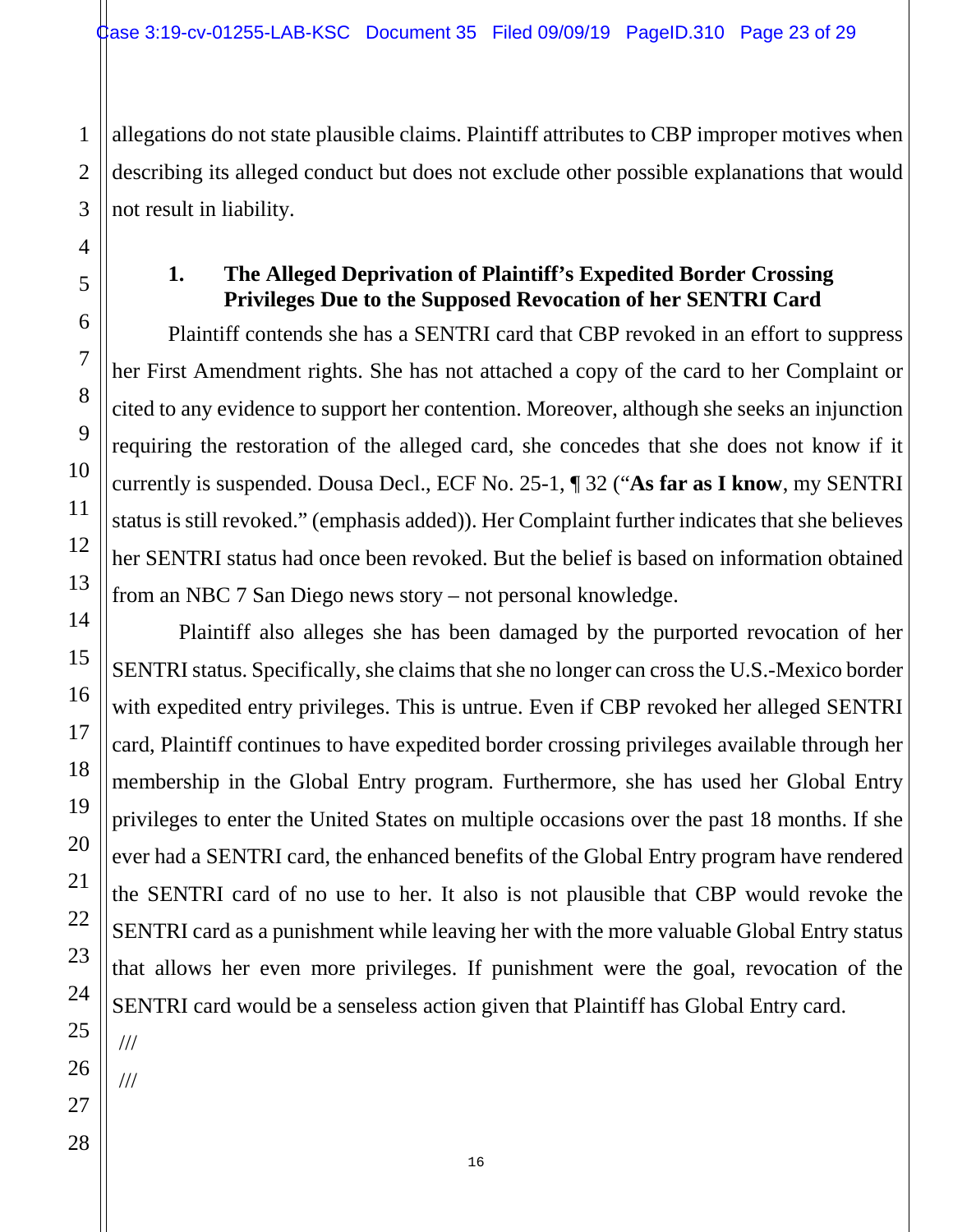allegations do not state plausible claims. Plaintiff attributes to CBP improper motives when describing its alleged conduct but does not exclude other possible explanations that would not result in liability.

### 1. The Alleged Deprivation of Plaintiff's Expedited Border Crossing Privileges Due to the Supposed Revocation of her SENTRI Card

Plaintiff contends she has a SENTRI card that CBP revoked in an effort to suppress her First Amendment rights. She has not attached a copy of the card to her Complaint or cited to any evidence to support her contention. Moreover, although she seeks an injunction requiring the restoration of the alleged card, she concedes that she does not know if it currently is suspended. Dousa Decl., ECF No. 25-1, ¶ 32 ("**As far as I know**, my SENTRI status is still revoked." (emphasis added)). Her Complaint further indicates that she believes her SENTRI status had once been revoked. But the belief is based on information obtained from an NBC 7 San Diego news story – not personal knowledge.

Plaintiff also alleges she has been damaged by the purported revocation of her SENTRI status. Specifically, she claims that she no longer can cross the U.S.-Mexico border with expedited entry privileges. This is untrue. Even if CBP revoked her alleged SENTRI card, Plaintiff continues to have expedited border crossing privileges available through her membership in the Global Entry program. Furthermore, she has used her Global Entry privileges to enter the United States on multiple occasions over the past 18 months. If she ever had a SENTRI card, the enhanced benefits of the Global Entry program have rendered the SENTRI card of no use to her. It also is not plausible that CBP would revoke the SENTRI card as a punishment while leaving her with the more valuable Global Entry status that allows her even more privileges. If punishment were the goal, revocation of the SENTRI card would be a senseless action given that Plaintiff has Global Entry card.

///

///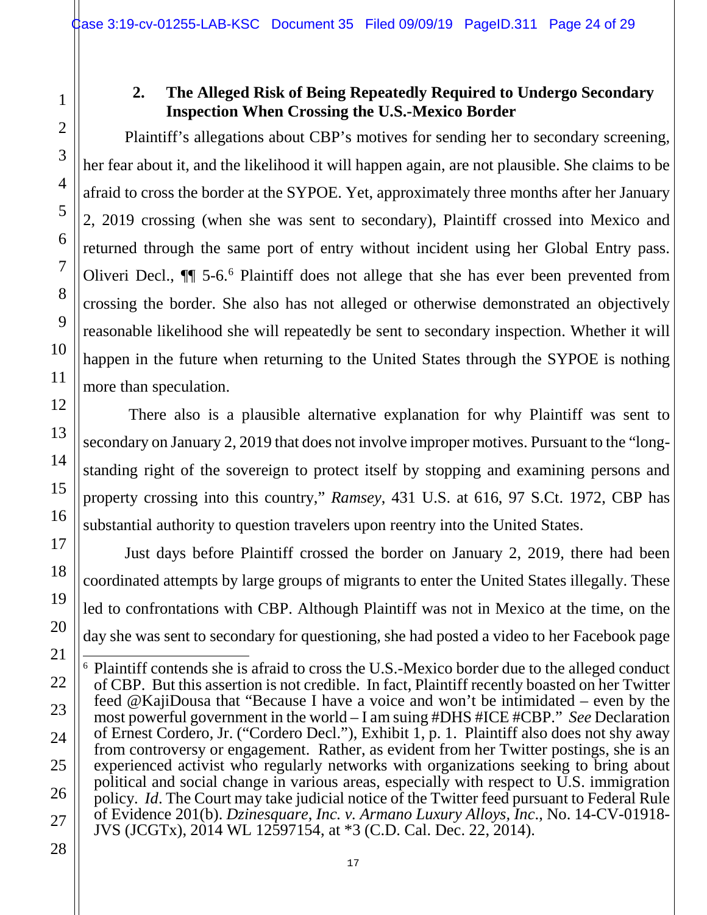### 2. The Alleged Risk of Being Repeatedly Required to Undergo Secondary Inspection When Crossing the U.S.-Mexico Border

Plaintiff's allegations about CBP's motives for sending her to secondary screening, her fear about it, and the likelihood it will happen again, are not plausible. She claims to be afraid to cross the border at the SYPOE. Yet, approximately three months after her January 2, 2019 crossing (when she was sent to secondary), Plaintiff crossed into Mexico and returned through the same port of entry without incident using her Global Entry pass. Oliveri Decl., ¶¶ 5-6.[6] Plaintiff does not allege that she has ever been prevented from crossing the border. She also has not alleged or otherwise demonstrated an objectively reasonable likelihood she will repeatedly be sent to secondary inspection. Whether it will happen in the future when returning to the United States through the SYPOE is nothing more than speculation.

There also is a plausible alternative explanation for why Plaintiff was sent to secondary on January 2, 2019 that does not involve improper motives. Pursuant to the "long-standing right of the sovereign to protect itself by stopping and examining persons and property crossing into this country," *Ramsey*, 431 U.S. at 616, 97 S.Ct. 1972, CBP has substantial authority to question travelers upon reentry into the United States.

Just days before Plaintiff crossed the border on January 2, 2019, there had been coordinated attempts by large groups of migrants to enter the United States illegally. These led to confrontations with CBP. Although Plaintiff was not in Mexico at the time, on the day she was sent to secondary for questioning, she had posted a video to her Facebook page

---

[6] Plaintiff contends she is afraid to cross the U.S.-Mexico border due to the alleged conduct of CBP. But this assertion is not credible. In fact, Plaintiff recently boasted on her Twitter feed @KajiDousa that "Because I have a voice and won't be intimidated – even by the most powerful government in the world – I am suing #DHS #ICE #CBP." *See* Declaration of Ernest Cordero, Jr. ("Cordero Decl."), Exhibit 1, p. 1. Plaintiff also does not shy away from controversy or engagement. Rather, as evident from her Twitter postings, she is an experienced activist who regularly networks with organizations seeking to bring about political and social change in various areas, especially with respect to U.S. immigration policy. *Id*. The Court may take judicial notice of the Twitter feed pursuant to Federal Rule of Evidence 201(b). *Dzinesquare, Inc. v. Armano Luxury Alloys, Inc*., No. 14-CV-01918-JVS (JCGTx), 2014 WL 12597154, at *3 (C.D. Cal. Dec. 22, 2014).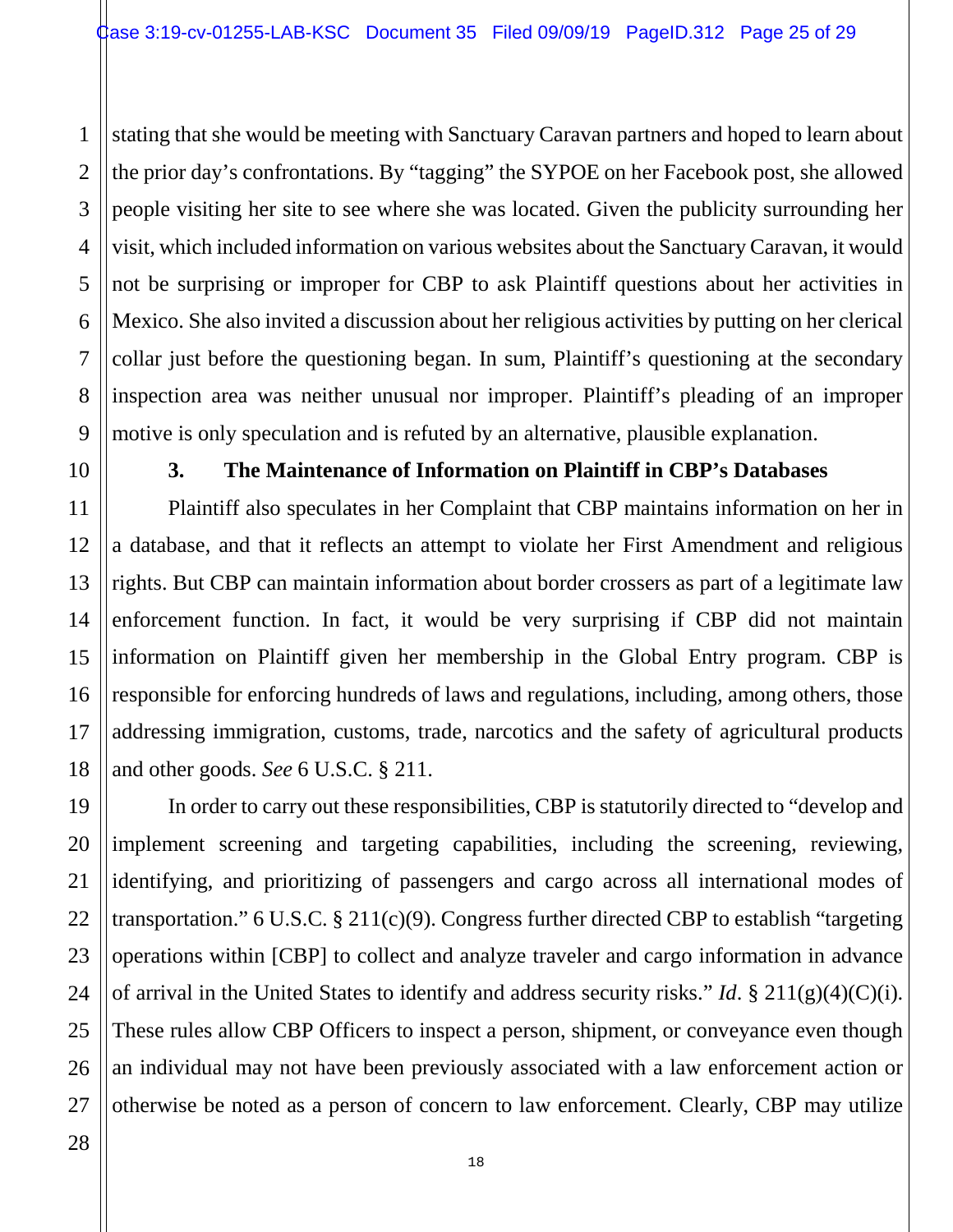stating that she would be meeting with Sanctuary Caravan partners and hoped to learn about the prior day's confrontations. By "tagging" the SYPOE on her Facebook post, she allowed people visiting her site to see where she was located. Given the publicity surrounding her visit, which included information on various websites about the Sanctuary Caravan, it would not be surprising or improper for CBP to ask Plaintiff questions about her activities in Mexico. She also invited a discussion about her religious activities by putting on her clerical collar just before the questioning began. In sum, Plaintiff's questioning at the secondary inspection area was neither unusual nor improper. Plaintiff's pleading of an improper motive is only speculation and is refuted by an alternative, plausible explanation.

### 3. The Maintenance of Information on Plaintiff in CBP's Databases

Plaintiff also speculates in her Complaint that CBP maintains information on her in a database, and that it reflects an attempt to violate her First Amendment and religious rights. But CBP can maintain information about border crossers as part of a legitimate law enforcement function. In fact, it would be very surprising if CBP did not maintain information on Plaintiff given her membership in the Global Entry program. CBP is responsible for enforcing hundreds of laws and regulations, including, among others, those addressing immigration, customs, trade, narcotics and the safety of agricultural products and other goods. *See* 6 U.S.C. § 211.

In order to carry out these responsibilities, CBP is statutorily directed to "develop and implement screening and targeting capabilities, including the screening, reviewing, identifying, and prioritizing of passengers and cargo across all international modes of transportation." 6 U.S.C. § 211(c)(9). Congress further directed CBP to establish "targeting operations within [CBP] to collect and analyze traveler and cargo information in advance of arrival in the United States to identify and address security risks." *Id*. § 211(g)(4)(C)(i). These rules allow CBP Officers to inspect a person, shipment, or conveyance even though an individual may not have been previously associated with a law enforcement action or otherwise be noted as a person of concern to law enforcement. Clearly, CBP may utilize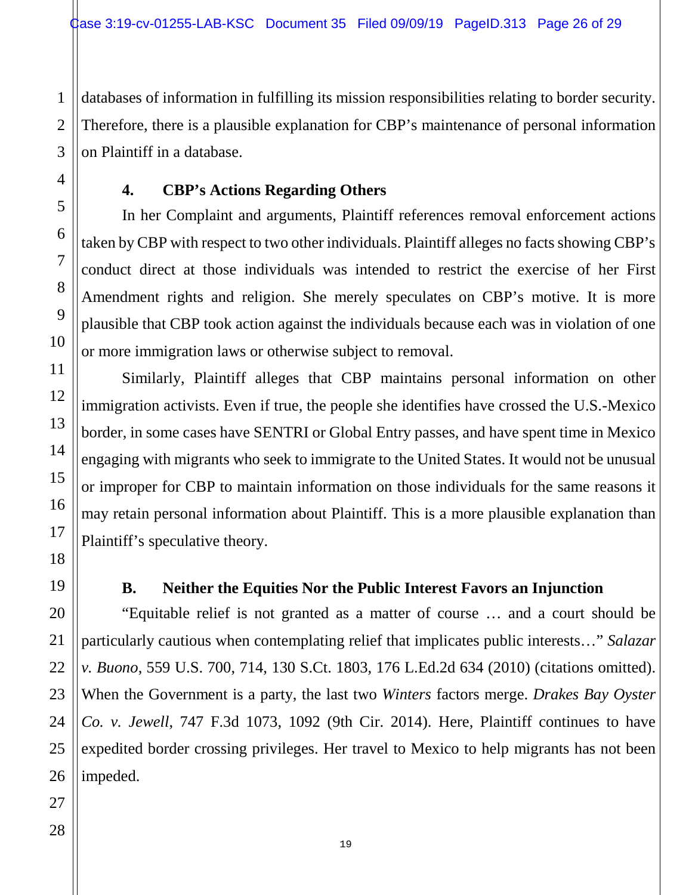databases of information in fulfilling its mission responsibilities relating to border security. Therefore, there is a plausible explanation for CBP's maintenance of personal information on Plaintiff in a database.

#### 4. CBP's Actions Regarding Others

In her Complaint and arguments, Plaintiff references removal enforcement actions taken by CBP with respect to two other individuals. Plaintiff alleges no facts showing CBP's conduct direct at those individuals was intended to restrict the exercise of her First Amendment rights and religion. She merely speculates on CBP's motive. It is more plausible that CBP took action against the individuals because each was in violation of one or more immigration laws or otherwise subject to removal.

Similarly, Plaintiff alleges that CBP maintains personal information on other immigration activists. Even if true, the people she identifies have crossed the U.S.-Mexico border, in some cases have SENTRI or Global Entry passes, and have spent time in Mexico engaging with migrants who seek to immigrate to the United States. It would not be unusual or improper for CBP to maintain information on those individuals for the same reasons it may retain personal information about Plaintiff. This is a more plausible explanation than Plaintiff's speculative theory.

### B. Neither the Equities Nor the Public Interest Favors an Injunction

"Equitable relief is not granted as a matter of course … and a court should be particularly cautious when contemplating relief that implicates public interests…" *Salazar v. Buono*, 559 U.S. 700, 714, 130 S.Ct. 1803, 176 L.Ed.2d 634 (2010) (citations omitted). When the Government is a party, the last two *Winters* factors merge. *Drakes Bay Oyster Co. v. Jewell*, 747 F.3d 1073, 1092 (9th Cir. 2014). Here, Plaintiff continues to have expedited border crossing privileges. Her travel to Mexico to help migrants has not been impeded.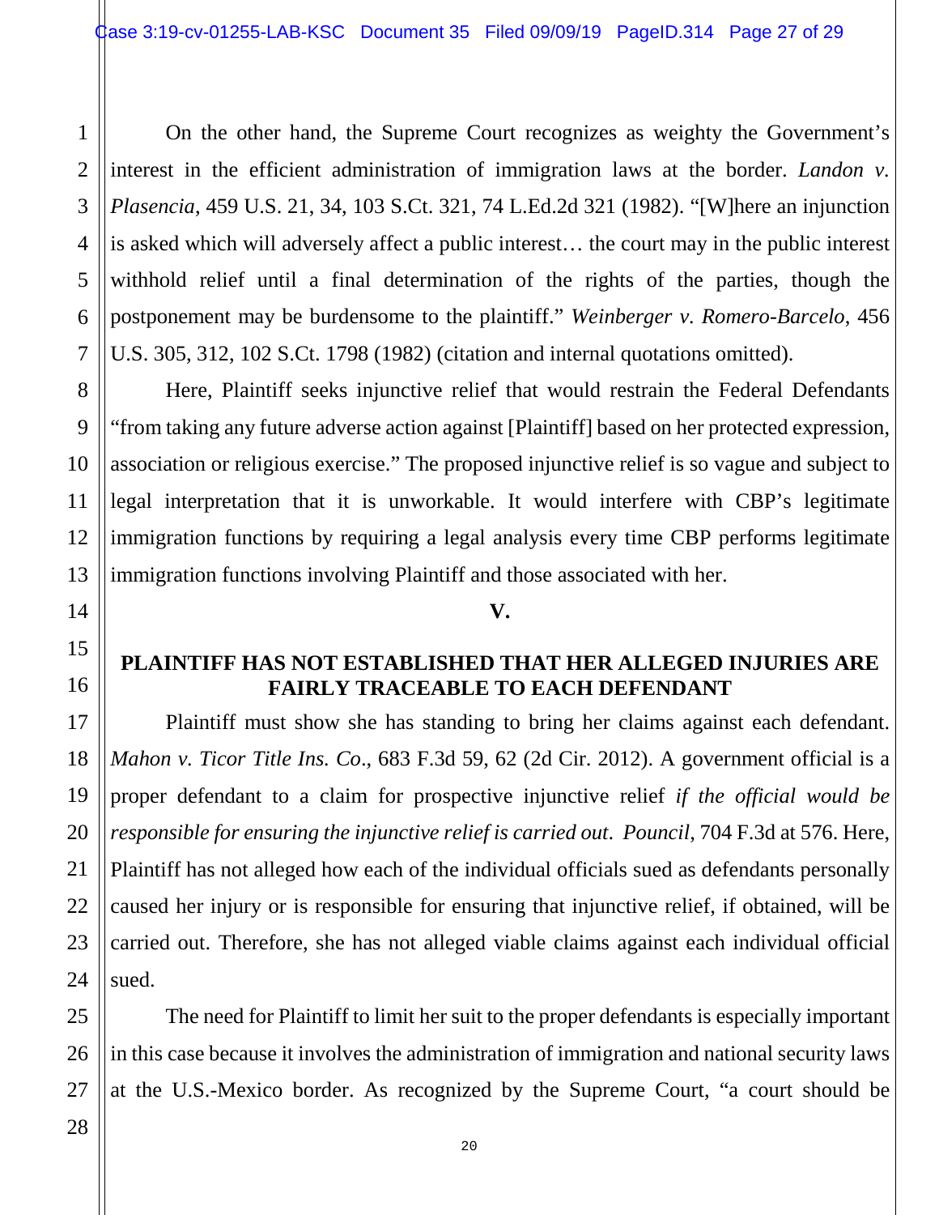On the other hand, the Supreme Court recognizes as weighty the Government's interest in the efficient administration of immigration laws at the border. *Landon v. Plasencia*, 459 U.S. 21, 34, 103 S.Ct. 321, 74 L.Ed.2d 321 (1982). "[W]here an injunction is asked which will adversely affect a public interest… the court may in the public interest withhold relief until a final determination of the rights of the parties, though the postponement may be burdensome to the plaintiff." *Weinberger v. Romero-Barcelo*, 456 U.S. 305, 312, 102 S.Ct. 1798 (1982) (citation and internal quotations omitted).

Here, Plaintiff seeks injunctive relief that would restrain the Federal Defendants "from taking any future adverse action against [Plaintiff] based on her protected expression, association or religious exercise." The proposed injunctive relief is so vague and subject to legal interpretation that it is unworkable. It would interfere with CBP's legitimate immigration functions by requiring a legal analysis every time CBP performs legitimate immigration functions involving Plaintiff and those associated with her.

## V.

## PLAINTIFF HAS NOT ESTABLISHED THAT HER ALLEGED INJURIES ARE FAIRLY TRACEABLE TO EACH DEFENDANT

Plaintiff must show she has standing to bring her claims against each defendant. *Mahon v. Ticor Title Ins. Co*., 683 F.3d 59, 62 (2d Cir. 2012). A government official is a proper defendant to a claim for prospective injunctive relief *if the official would be responsible for ensuring the injunctive relief is carried out*. *Pouncil*, 704 F.3d at 576. Here, Plaintiff has not alleged how each of the individual officials sued as defendants personally caused her injury or is responsible for ensuring that injunctive relief, if obtained, will be carried out. Therefore, she has not alleged viable claims against each individual official sued.

The need for Plaintiff to limit her suit to the proper defendants is especially important in this case because it involves the administration of immigration and national security laws at the U.S.-Mexico border. As recognized by the Supreme Court, "a court should be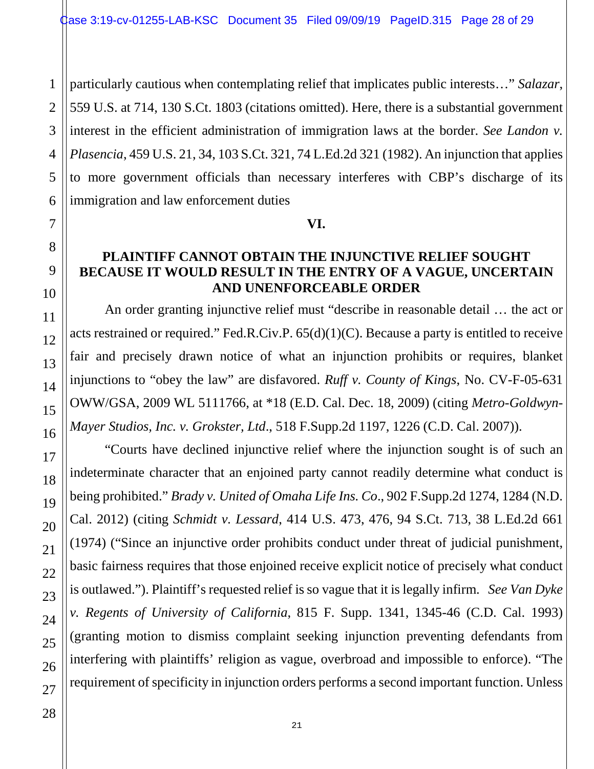particularly cautious when contemplating relief that implicates public interests…" *Salazar*, 559 U.S. at 714, 130 S.Ct. 1803 (citations omitted). Here, there is a substantial government interest in the efficient administration of immigration laws at the border. *See Landon v. Plasencia*, 459 U.S. 21, 34, 103 S.Ct. 321, 74 L.Ed.2d 321 (1982). An injunction that applies to more government officials than necessary interferes with CBP's discharge of its immigration and law enforcement duties

## VI.

## PLAINTIFF CANNOT OBTAIN THE INJUNCTIVE RELIEF SOUGHT BECAUSE IT WOULD RESULT IN THE ENTRY OF A VAGUE, UNCERTAIN AND UNENFORCEABLE ORDER

An order granting injunctive relief must "describe in reasonable detail … the act or acts restrained or required." Fed.R.Civ.P. 65(d)(1)(C). Because a party is entitled to receive fair and precisely drawn notice of what an injunction prohibits or requires, blanket injunctions to "obey the law" are disfavored. *Ruff v. County of Kings*, No. CV-F-05-631 OWW/GSA, 2009 WL 5111766, at *18 (E.D. Cal. Dec. 18, 2009) (citing *Metro-Goldwyn-Mayer Studios, Inc. v. Grokster, Ltd*., 518 F.Supp.2d 1197, 1226 (C.D. Cal. 2007)).

"Courts have declined injunctive relief where the injunction sought is of such an indeterminate character that an enjoined party cannot readily determine what conduct is being prohibited." *Brady v. United of Omaha Life Ins. Co*., 902 F.Supp.2d 1274, 1284 (N.D. Cal. 2012) (citing *Schmidt v. Lessard*, 414 U.S. 473, 476, 94 S.Ct. 713, 38 L.Ed.2d 661 (1974) ("Since an injunctive order prohibits conduct under threat of judicial punishment, basic fairness requires that those enjoined receive explicit notice of precisely what conduct is outlawed."). Plaintiff's requested relief is so vague that it is legally infirm. *See Van Dyke v. Regents of University of California*, 815 F. Supp. 1341, 1345-46 (C.D. Cal. 1993) (granting motion to dismiss complaint seeking injunction preventing defendants from interfering with plaintiffs' religion as vague, overbroad and impossible to enforce). "The requirement of specificity in injunction orders performs a second important function. Unless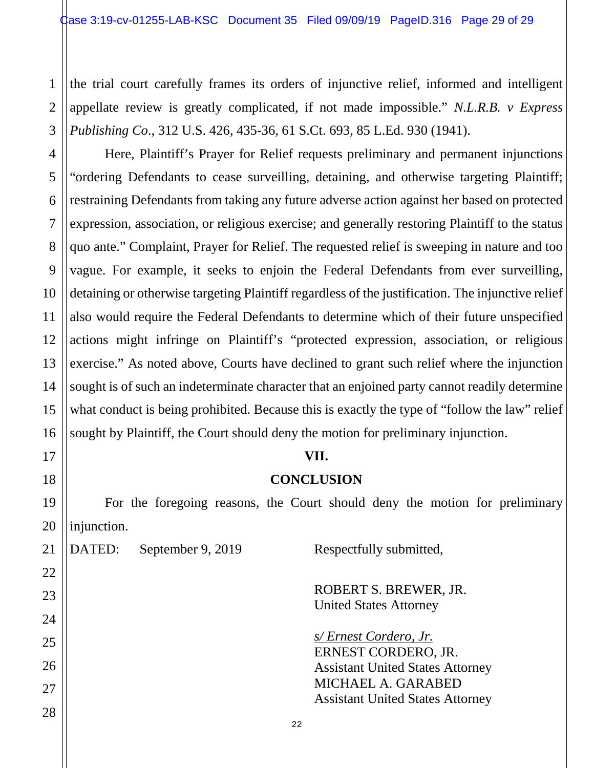the trial court carefully frames its orders of injunctive relief, informed and intelligent appellate review is greatly complicated, if not made impossible." *N.L.R.B. v Express Publishing Co*., 312 U.S. 426, 435-36, 61 S.Ct. 693, 85 L.Ed. 930 (1941).

Here, Plaintiff's Prayer for Relief requests preliminary and permanent injunctions "ordering Defendants to cease surveilling, detaining, and otherwise targeting Plaintiff; restraining Defendants from taking any future adverse action against her based on protected expression, association, or religious exercise; and generally restoring Plaintiff to the status quo ante." Complaint, Prayer for Relief. The requested relief is sweeping in nature and too vague. For example, it seeks to enjoin the Federal Defendants from ever surveilling, detaining or otherwise targeting Plaintiff regardless of the justification. The injunctive relief also would require the Federal Defendants to determine which of their future unspecified actions might infringe on Plaintiff's "protected expression, association, or religious exercise." As noted above, Courts have declined to grant such relief where the injunction sought is of such an indeterminate character that an enjoined party cannot readily determine what conduct is being prohibited. Because this is exactly the type of "follow the law" relief sought by Plaintiff, the Court should deny the motion for preliminary injunction.

**VII.**

**CONCLUSION**

For the foregoing reasons, the Court should deny the motion for preliminary injunction.

DATED: September 9, 2019

Respectfully submitted,

ROBERT S. BREWER, JR.
United States Attorney

*s/ Ernest Cordero, Jr.*
ERNEST CORDERO, JR.
Assistant United States Attorney
MICHAEL A. GARABED
Assistant United States Attorney